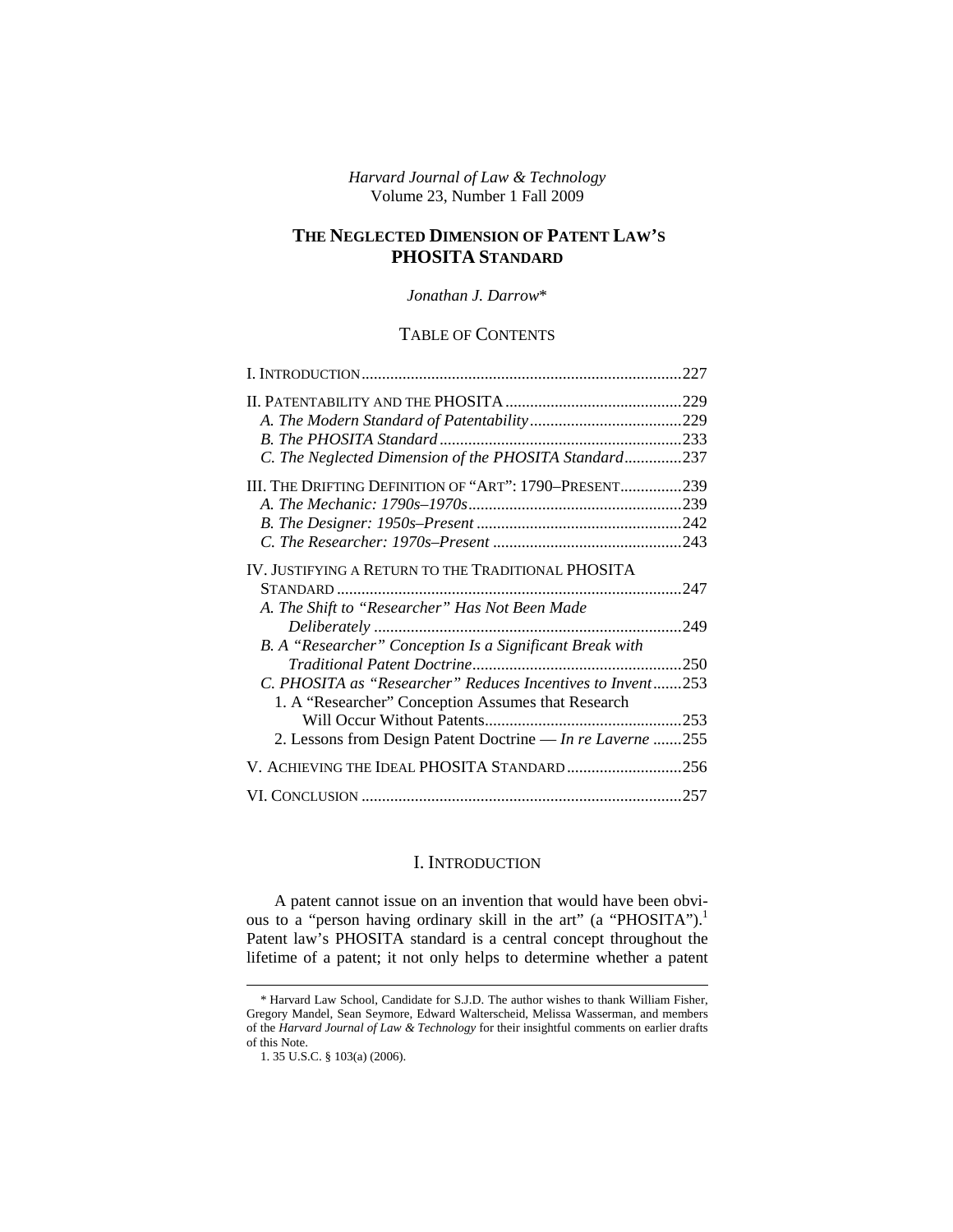*Harvard Journal of Law & Technology*
Volume 23, Number 1 Fall 2009

# THE NEGLECTED DIMENSION OF PATENT LAW'S PHOSITA STANDARD

*Jonathan J. Darrow**

## TABLE OF CONTENTS

I. INTRODUCTION .......... 227

II. PATENTABILITY AND THE PHOSITA .......... 229
*A. The Modern Standard of Patentability* .......... 229
*B. The PHOSITA Standard* .......... 233
*C. The Neglected Dimension of the PHOSITA Standard* .......... 237

III. THE DRIFTING DEFINITION OF "ART": 1790–PRESENT .......... 239
*A. The Mechanic: 1790s–1970s* .......... 239
*B. The Designer: 1950s–Present* .......... 242
*C. The Researcher: 1970s–Present* .......... 243

IV. JUSTIFYING A RETURN TO THE TRADITIONAL PHOSITA STANDARD .......... 247
*A. The Shift to "Researcher" Has Not Been Made Deliberately* .......... 249
*B. A "Researcher" Conception Is a Significant Break with Traditional Patent Doctrine* .......... 250
*C. PHOSITA as "Researcher" Reduces Incentives to Invent* .......... 253
1. A "Researcher" Conception Assumes that Research Will Occur Without Patents .......... 253
2. Lessons from Design Patent Doctrine — *In re Laverne* .......... 255

V. ACHIEVING THE IDEAL PHOSITA STANDARD .......... 256

VI. CONCLUSION .......... 257

## I. INTRODUCTION

A patent cannot issue on an invention that would have been obvious to a "person having ordinary skill in the art" (a "PHOSITA").[1] Patent law's PHOSITA standard is a central concept throughout the lifetime of a patent; it not only helps to determine whether a patent

---

\* Harvard Law School, Candidate for S.J.D. The author wishes to thank William Fisher, Gregory Mandel, Sean Seymore, Edward Walterscheid, Melissa Wasserman, and members of the *Harvard Journal of Law & Technology* for their insightful comments on earlier drafts of this Note.

1. 35 U.S.C. § 103(a) (2006).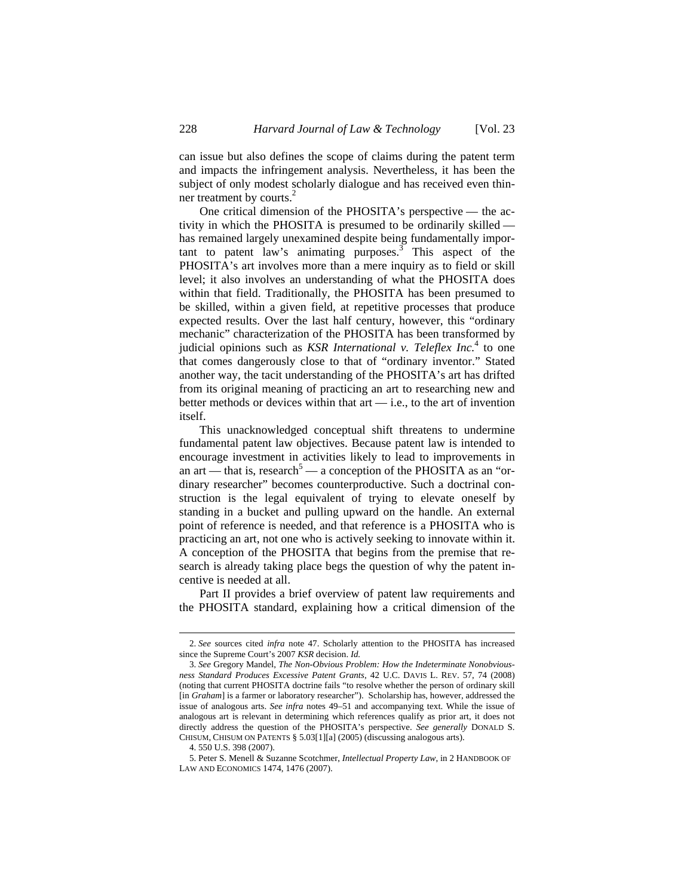can issue but also defines the scope of claims during the patent term and impacts the infringement analysis. Nevertheless, it has been the subject of only modest scholarly dialogue and has received even thinner treatment by courts.[2]

One critical dimension of the PHOSITA's perspective — the activity in which the PHOSITA is presumed to be ordinarily skilled — has remained largely unexamined despite being fundamentally important to patent law's animating purposes.[3] This aspect of the PHOSITA's art involves more than a mere inquiry as to field or skill level; it also involves an understanding of what the PHOSITA does within that field. Traditionally, the PHOSITA has been presumed to be skilled, within a given field, at repetitive processes that produce expected results. Over the last half century, however, this "ordinary mechanic" characterization of the PHOSITA has been transformed by judicial opinions such as *KSR International v. Teleflex Inc.*[4] to one that comes dangerously close to that of "ordinary inventor." Stated another way, the tacit understanding of the PHOSITA's art has drifted from its original meaning of practicing an art to researching new and better methods or devices within that art — i.e., to the art of invention itself.

This unacknowledged conceptual shift threatens to undermine fundamental patent law objectives. Because patent law is intended to encourage investment in activities likely to lead to improvements in an art — that is, research[5] — a conception of the PHOSITA as an "ordinary researcher" becomes counterproductive. Such a doctrinal construction is the legal equivalent of trying to elevate oneself by standing in a bucket and pulling upward on the handle. An external point of reference is needed, and that reference is a PHOSITA who is practicing an art, not one who is actively seeking to innovate within it. A conception of the PHOSITA that begins from the premise that research is already taking place begs the question of why the patent incentive is needed at all.

Part II provides a brief overview of patent law requirements and the PHOSITA standard, explaining how a critical dimension of the

---

2. *See* sources cited *infra* note 47. Scholarly attention to the PHOSITA has increased since the Supreme Court's 2007 *KSR* decision. *Id.*

3. *See* Gregory Mandel, *The Non-Obvious Problem: How the Indeterminate Nonobviousness Standard Produces Excessive Patent Grants*, 42 U.C. DAVIS L. REV. 57, 74 (2008) (noting that current PHOSITA doctrine fails "to resolve whether the person of ordinary skill [in *Graham*] is a farmer or laboratory researcher"). Scholarship has, however, addressed the issue of analogous arts. *See infra* notes 49–51 and accompanying text. While the issue of analogous art is relevant in determining which references qualify as prior art, it does not directly address the question of the PHOSITA's perspective. *See generally* DONALD S. CHISUM, CHISUM ON PATENTS § 5.03[1][a] (2005) (discussing analogous arts).

4. 550 U.S. 398 (2007).

5. Peter S. Menell & Suzanne Scotchmer, *Intellectual Property Law*, in 2 HANDBOOK OF LAW AND ECONOMICS 1474, 1476 (2007).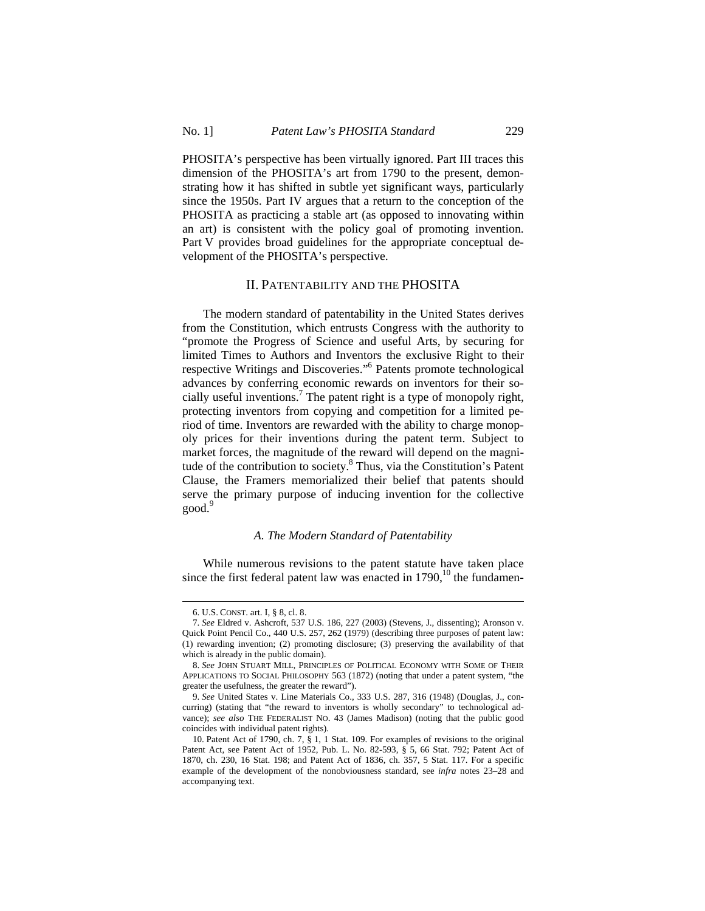PHOSITA's perspective has been virtually ignored. Part III traces this dimension of the PHOSITA's art from 1790 to the present, demonstrating how it has shifted in subtle yet significant ways, particularly since the 1950s. Part IV argues that a return to the conception of the PHOSITA as practicing a stable art (as opposed to innovating within an art) is consistent with the policy goal of promoting invention. Part V provides broad guidelines for the appropriate conceptual development of the PHOSITA's perspective.

## II. PATENTABILITY AND THE PHOSITA

The modern standard of patentability in the United States derives from the Constitution, which entrusts Congress with the authority to "promote the Progress of Science and useful Arts, by securing for limited Times to Authors and Inventors the exclusive Right to their respective Writings and Discoveries."[6] Patents promote technological advances by conferring economic rewards on inventors for their socially useful inventions.[7] The patent right is a type of monopoly right, protecting inventors from copying and competition for a limited period of time. Inventors are rewarded with the ability to charge monopoly prices for their inventions during the patent term. Subject to market forces, the magnitude of the reward will depend on the magnitude of the contribution to society.[8] Thus, via the Constitution's Patent Clause, the Framers memorialized their belief that patents should serve the primary purpose of inducing invention for the collective good.[9]

### *A. The Modern Standard of Patentability*

While numerous revisions to the patent statute have taken place since the first federal patent law was enacted in 1790,[10] the fundamen-

---

6. U.S. CONST. art. I, § 8, cl. 8.

7. *See* Eldred v. Ashcroft, 537 U.S. 186, 227 (2003) (Stevens, J., dissenting); Aronson v. Quick Point Pencil Co., 440 U.S. 257, 262 (1979) (describing three purposes of patent law: (1) rewarding invention; (2) promoting disclosure; (3) preserving the availability of that which is already in the public domain).

8. *See* JOHN STUART MILL, PRINCIPLES OF POLITICAL ECONOMY WITH SOME OF THEIR APPLICATIONS TO SOCIAL PHILOSOPHY 563 (1872) (noting that under a patent system, "the greater the usefulness, the greater the reward").

9. *See* United States v. Line Materials Co., 333 U.S. 287, 316 (1948) (Douglas, J., concurring) (stating that "the reward to inventors is wholly secondary" to technological advance); *see also* THE FEDERALIST NO. 43 (James Madison) (noting that the public good coincides with individual patent rights).

10. Patent Act of 1790, ch. 7, § 1, 1 Stat. 109. For examples of revisions to the original Patent Act, see Patent Act of 1952, Pub. L. No. 82-593, § 5, 66 Stat. 792; Patent Act of 1870, ch. 230, 16 Stat. 198; and Patent Act of 1836, ch. 357, 5 Stat. 117. For a specific example of the development of the nonobviousness standard, see *infra* notes 23–28 and accompanying text.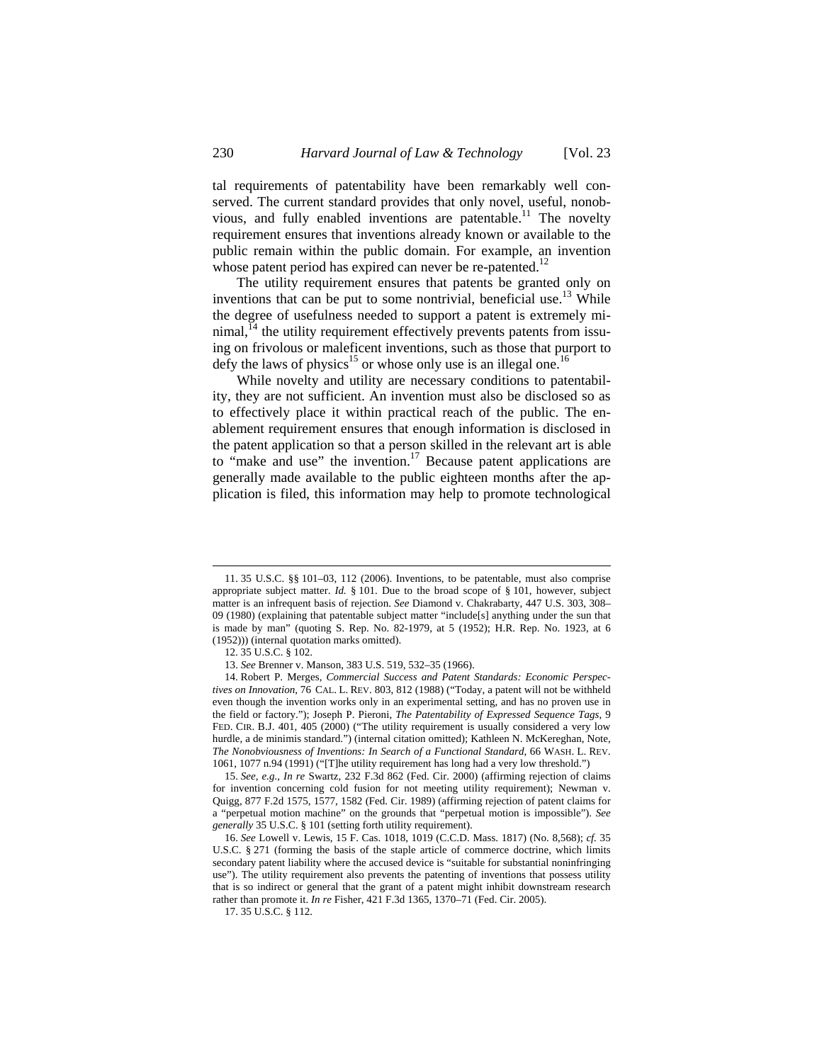tal requirements of patentability have been remarkably well conserved. The current standard provides that only novel, useful, nonobvious, and fully enabled inventions are patentable.[11] The novelty requirement ensures that inventions already known or available to the public remain within the public domain. For example, an invention whose patent period has expired can never be re-patented.[12]

The utility requirement ensures that patents be granted only on inventions that can be put to some nontrivial, beneficial use.[13] While the degree of usefulness needed to support a patent is extremely minimal,[14] the utility requirement effectively prevents patents from issuing on frivolous or maleficent inventions, such as those that purport to defy the laws of physics[15] or whose only use is an illegal one.[16]

While novelty and utility are necessary conditions to patentability, they are not sufficient. An invention must also be disclosed so as to effectively place it within practical reach of the public. The enablement requirement ensures that enough information is disclosed in the patent application so that a person skilled in the relevant art is able to "make and use" the invention.[17] Because patent applications are generally made available to the public eighteen months after the application is filed, this information may help to promote technological

---

11. 35 U.S.C. §§ 101–03, 112 (2006). Inventions, to be patentable, must also comprise appropriate subject matter. *Id.* § 101. Due to the broad scope of § 101, however, subject matter is an infrequent basis of rejection. *See* Diamond v. Chakrabarty, 447 U.S. 303, 308–09 (1980) (explaining that patentable subject matter "include[s] anything under the sun that is made by man" (quoting S. Rep. No. 82-1979, at 5 (1952); H.R. Rep. No. 1923, at 6 (1952))) (internal quotation marks omitted).

12. 35 U.S.C. § 102.

13. *See* Brenner v. Manson, 383 U.S. 519, 532–35 (1966).

14. Robert P. Merges, *Commercial Success and Patent Standards: Economic Perspectives on Innovation*, 76 CAL. L. REV. 803, 812 (1988) ("Today, a patent will not be withheld even though the invention works only in an experimental setting, and has no proven use in the field or factory."); Joseph P. Pieroni, *The Patentability of Expressed Sequence Tags*, 9 FED. CIR. B.J. 401, 405 (2000) ("The utility requirement is usually considered a very low hurdle, a de minimis standard.") (internal citation omitted); Kathleen N. McKereghan, Note, *The Nonobviousness of Inventions: In Search of a Functional Standard*, 66 WASH. L. REV. 1061, 1077 n.94 (1991) ("[T]he utility requirement has long had a very low threshold.")

15. *See, e.g.*, *In re* Swartz, 232 F.3d 862 (Fed. Cir. 2000) (affirming rejection of claims for invention concerning cold fusion for not meeting utility requirement); Newman v. Quigg, 877 F.2d 1575, 1577, 1582 (Fed. Cir. 1989) (affirming rejection of patent claims for a "perpetual motion machine" on the grounds that "perpetual motion is impossible"). *See generally* 35 U.S.C. § 101 (setting forth utility requirement).

16. *See* Lowell v. Lewis, 15 F. Cas. 1018, 1019 (C.C.D. Mass. 1817) (No. 8,568); *cf.* 35 U.S.C. § 271 (forming the basis of the staple article of commerce doctrine, which limits secondary patent liability where the accused device is "suitable for substantial noninfringing use"). The utility requirement also prevents the patenting of inventions that possess utility that is so indirect or general that the grant of a patent might inhibit downstream research rather than promote it. *In re* Fisher, 421 F.3d 1365, 1370–71 (Fed. Cir. 2005).

17. 35 U.S.C. § 112.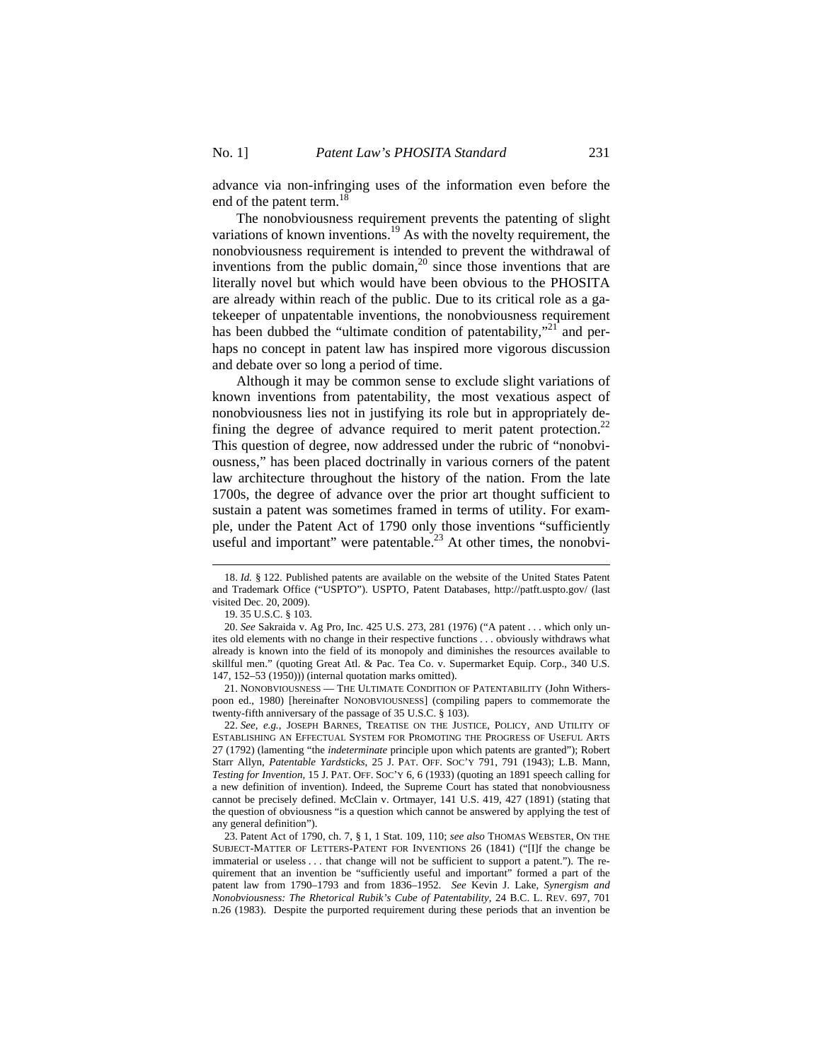advance via non-infringing uses of the information even before the end of the patent term.[18]

The nonobviousness requirement prevents the patenting of slight variations of known inventions.[19] As with the novelty requirement, the nonobviousness requirement is intended to prevent the withdrawal of inventions from the public domain,[20] since those inventions that are literally novel but which would have been obvious to the PHOSITA are already within reach of the public. Due to its critical role as a gatekeeper of unpatentable inventions, the nonobviousness requirement has been dubbed the "ultimate condition of patentability,"[21] and perhaps no concept in patent law has inspired more vigorous discussion and debate over so long a period of time.

Although it may be common sense to exclude slight variations of known inventions from patentability, the most vexatious aspect of nonobviousness lies not in justifying its role but in appropriately defining the degree of advance required to merit patent protection.[22] This question of degree, now addressed under the rubric of "nonobviousness," has been placed doctrinally in various corners of the patent law architecture throughout the history of the nation. From the late 1700s, the degree of advance over the prior art thought sufficient to sustain a patent was sometimes framed in terms of utility. For example, under the Patent Act of 1790 only those inventions "sufficiently useful and important" were patentable.[23] At other times, the nonobvi-

---

18. *Id.* § 122. Published patents are available on the website of the United States Patent and Trademark Office ("USPTO"). USPTO, Patent Databases, http://patft.uspto.gov/ (last visited Dec. 20, 2009).

19. 35 U.S.C. § 103.

20. *See* Sakraida v. Ag Pro, Inc. 425 U.S. 273, 281 (1976) ("A patent . . . which only unites old elements with no change in their respective functions . . . obviously withdraws what already is known into the field of its monopoly and diminishes the resources available to skillful men." (quoting Great Atl. & Pac. Tea Co. v. Supermarket Equip. Corp., 340 U.S. 147, 152–53 (1950))) (internal quotation marks omitted).

21. NONOBVIOUSNESS — THE ULTIMATE CONDITION OF PATENTABILITY (John Witherspoon ed., 1980) [hereinafter NONOBVIOUSNESS] (compiling papers to commemorate the twenty-fifth anniversary of the passage of 35 U.S.C. § 103).

22. *See, e.g.*, JOSEPH BARNES, TREATISE ON THE JUSTICE, POLICY, AND UTILITY OF ESTABLISHING AN EFFECTUAL SYSTEM FOR PROMOTING THE PROGRESS OF USEFUL ARTS 27 (1792) (lamenting "the *indeterminate* principle upon which patents are granted"); Robert Starr Allyn, *Patentable Yardsticks*, 25 J. PAT. OFF. SOC'Y 791, 791 (1943); L.B. Mann, *Testing for Invention*, 15 J. PAT. OFF. SOC'Y 6, 6 (1933) (quoting an 1891 speech calling for a new definition of invention). Indeed, the Supreme Court has stated that nonobviousness cannot be precisely defined. McClain v. Ortmayer, 141 U.S. 419, 427 (1891) (stating that the question of obviousness "is a question which cannot be answered by applying the test of any general definition").

23. Patent Act of 1790, ch. 7, § 1, 1 Stat. 109, 110; *see also* THOMAS WEBSTER, ON THE SUBJECT-MATTER OF LETTERS-PATENT FOR INVENTIONS 26 (1841) ("[I]f the change be immaterial or useless . . . that change will not be sufficient to support a patent."). The requirement that an invention be "sufficiently useful and important" formed a part of the patent law from 1790–1793 and from 1836–1952. *See* Kevin J. Lake, *Synergism and Nonobviousness: The Rhetorical Rubik's Cube of Patentability*, 24 B.C. L. REV. 697, 701 n.26 (1983). Despite the purported requirement during these periods that an invention be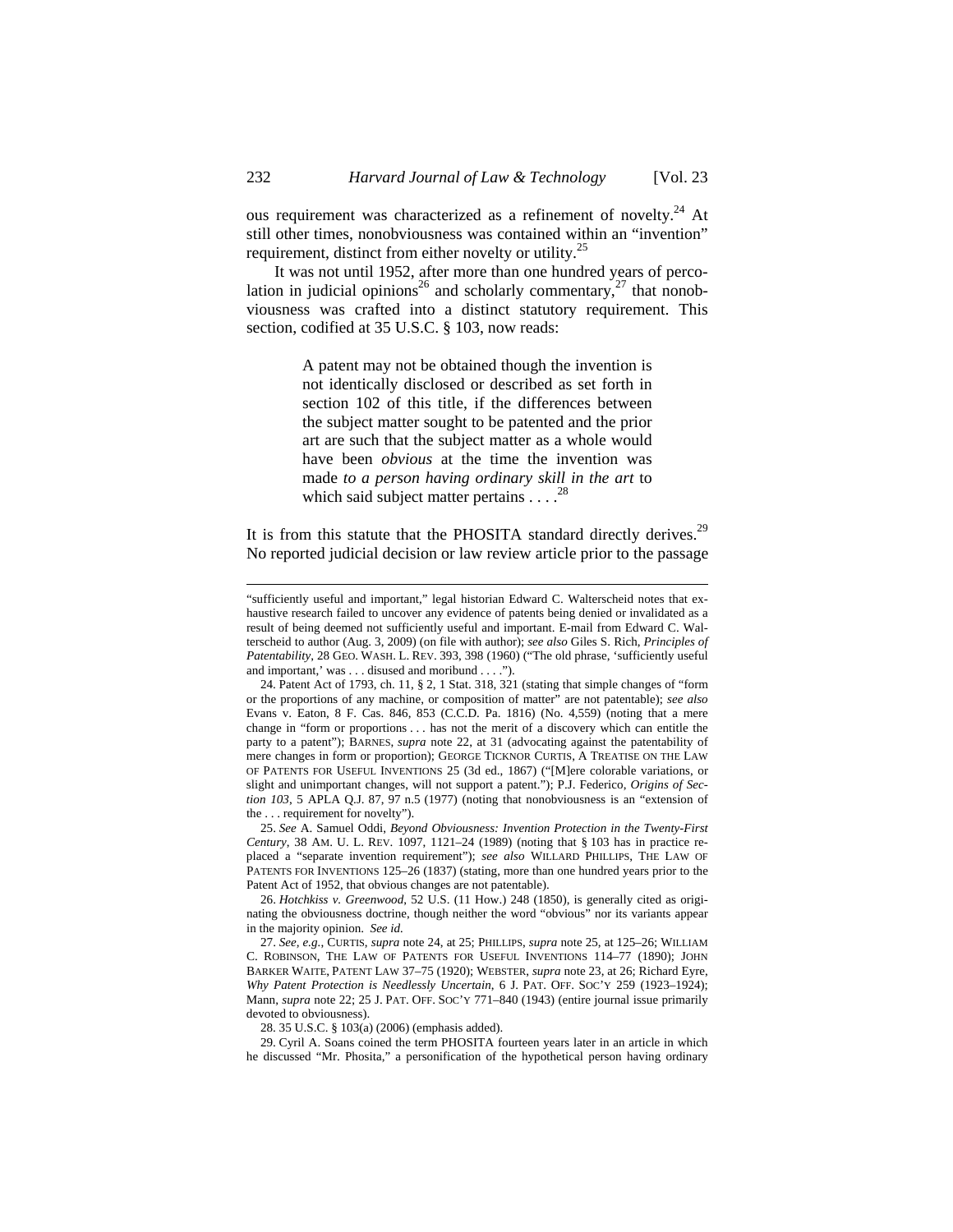ous requirement was characterized as a refinement of novelty.[24] At still other times, nonobviousness was contained within an "invention" requirement, distinct from either novelty or utility.[25]

It was not until 1952, after more than one hundred years of percolation in judicial opinions[26] and scholarly commentary,[27] that nonobviousness was crafted into a distinct statutory requirement. This section, codified at 35 U.S.C. § 103, now reads:

> A patent may not be obtained though the invention is not identically disclosed or described as set forth in section 102 of this title, if the differences between the subject matter sought to be patented and the prior art are such that the subject matter as a whole would have been *obvious* at the time the invention was made *to a person having ordinary skill in the art* to which said subject matter pertains . . . .[28]

It is from this statute that the PHOSITA standard directly derives.[29] No reported judicial decision or law review article prior to the passage

---

"sufficiently useful and important," legal historian Edward C. Walterscheid notes that exhaustive research failed to uncover any evidence of patents being denied or invalidated as a result of being deemed not sufficiently useful and important. E-mail from Edward C. Walterscheid to author (Aug. 3, 2009) (on file with author); *see also* Giles S. Rich, *Principles of Patentability*, 28 GEO. WASH. L. REV. 393, 398 (1960) ("The old phrase, 'sufficiently useful and important,' was . . . disused and moribund . . . .").

24. Patent Act of 1793, ch. 11, § 2, 1 Stat. 318, 321 (stating that simple changes of "form or the proportions of any machine, or composition of matter" are not patentable); *see also* Evans v. Eaton, 8 F. Cas. 846, 853 (C.C.D. Pa. 1816) (No. 4,559) (noting that a mere change in "form or proportions . . . has not the merit of a discovery which can entitle the party to a patent"); BARNES, *supra* note 22, at 31 (advocating against the patentability of mere changes in form or proportion); GEORGE TICKNOR CURTIS, A TREATISE ON THE LAW OF PATENTS FOR USEFUL INVENTIONS 25 (3d ed., 1867) ("[M]ere colorable variations, or slight and unimportant changes, will not support a patent."); P.J. Federico, *Origins of Section 103*, 5 APLA Q.J. 87, 97 n.5 (1977) (noting that nonobviousness is an "extension of the . . . requirement for novelty").

25. *See* A. Samuel Oddi, *Beyond Obviousness: Invention Protection in the Twenty-First Century*, 38 AM. U. L. REV. 1097, 1121–24 (1989) (noting that § 103 has in practice replaced a "separate invention requirement"); *see also* WILLARD PHILLIPS, THE LAW OF PATENTS FOR INVENTIONS 125–26 (1837) (stating, more than one hundred years prior to the Patent Act of 1952, that obvious changes are not patentable).

26. *Hotchkiss v. Greenwood*, 52 U.S. (11 How.) 248 (1850), is generally cited as originating the obviousness doctrine, though neither the word "obvious" nor its variants appear in the majority opinion. *See id.*

27. *See, e.g.*, CURTIS, *supra* note 24, at 25; PHILLIPS, *supra* note 25, at 125–26; WILLIAM C. ROBINSON, THE LAW OF PATENTS FOR USEFUL INVENTIONS 114–77 (1890); JOHN BARKER WAITE, PATENT LAW 37–75 (1920); WEBSTER, *supra* note 23, at 26; Richard Eyre, *Why Patent Protection is Needlessly Uncertain*, 6 J. PAT. OFF. SOC'Y 259 (1923–1924); Mann, *supra* note 22; 25 J. PAT. OFF. SOC'Y 771–840 (1943) (entire journal issue primarily devoted to obviousness).

28. 35 U.S.C. § 103(a) (2006) (emphasis added).

29. Cyril A. Soans coined the term PHOSITA fourteen years later in an article in which he discussed "Mr. Phosita," a personification of the hypothetical person having ordinary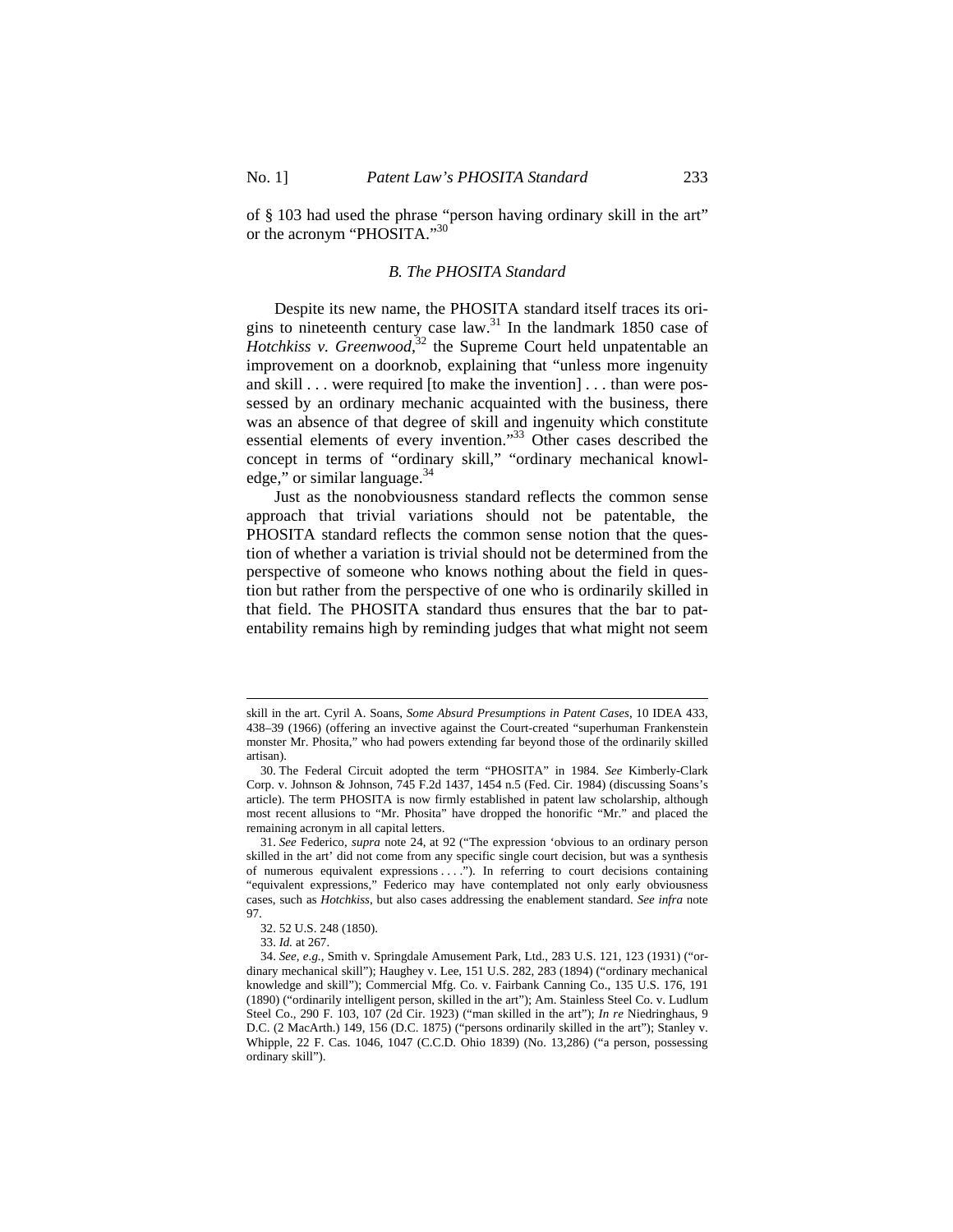of § 103 had used the phrase "person having ordinary skill in the art" or the acronym "PHOSITA."[30]

### B. The PHOSITA Standard

Despite its new name, the PHOSITA standard itself traces its origins to nineteenth century case law.[31] In the landmark 1850 case of *Hotchkiss v. Greenwood*,[32] the Supreme Court held unpatentable an improvement on a doorknob, explaining that "unless more ingenuity and skill . . . were required [to make the invention] . . . than were possessed by an ordinary mechanic acquainted with the business, there was an absence of that degree of skill and ingenuity which constitute essential elements of every invention."[33] Other cases described the concept in terms of "ordinary skill," "ordinary mechanical knowledge," or similar language.[34]

Just as the nonobviousness standard reflects the common sense approach that trivial variations should not be patentable, the PHOSITA standard reflects the common sense notion that the question of whether a variation is trivial should not be determined from the perspective of someone who knows nothing about the field in question but rather from the perspective of one who is ordinarily skilled in that field. The PHOSITA standard thus ensures that the bar to patentability remains high by reminding judges that what might not seem

---

skill in the art. Cyril A. Soans, *Some Absurd Presumptions in Patent Cases*, 10 IDEA 433, 438–39 (1966) (offering an invective against the Court-created "superhuman Frankenstein monster Mr. Phosita," who had powers extending far beyond those of the ordinarily skilled artisan).

30. The Federal Circuit adopted the term "PHOSITA" in 1984. *See* Kimberly-Clark Corp. v. Johnson & Johnson, 745 F.2d 1437, 1454 n.5 (Fed. Cir. 1984) (discussing Soans's article). The term PHOSITA is now firmly established in patent law scholarship, although most recent allusions to "Mr. Phosita" have dropped the honorific "Mr." and placed the remaining acronym in all capital letters.

31. *See* Federico, *supra* note 24, at 92 ("The expression 'obvious to an ordinary person skilled in the art' did not come from any specific single court decision, but was a synthesis of numerous equivalent expressions . . . ."). In referring to court decisions containing "equivalent expressions," Federico may have contemplated not only early obviousness cases, such as *Hotchkiss*, but also cases addressing the enablement standard. *See infra* note 97.

32. 52 U.S. 248 (1850).

33. *Id.* at 267.

34. *See, e.g.*, Smith v. Springdale Amusement Park, Ltd., 283 U.S. 121, 123 (1931) ("ordinary mechanical skill"); Haughey v. Lee, 151 U.S. 282, 283 (1894) ("ordinary mechanical knowledge and skill"); Commercial Mfg. Co. v. Fairbank Canning Co., 135 U.S. 176, 191 (1890) ("ordinarily intelligent person, skilled in the art"); Am. Stainless Steel Co. v. Ludlum Steel Co., 290 F. 103, 107 (2d Cir. 1923) ("man skilled in the art"); *In re* Niedringhaus, 9 D.C. (2 MacArth.) 149, 156 (D.C. 1875) ("persons ordinarily skilled in the art"); Stanley v. Whipple, 22 F. Cas. 1046, 1047 (C.C.D. Ohio 1839) (No. 13,286) ("a person, possessing ordinary skill").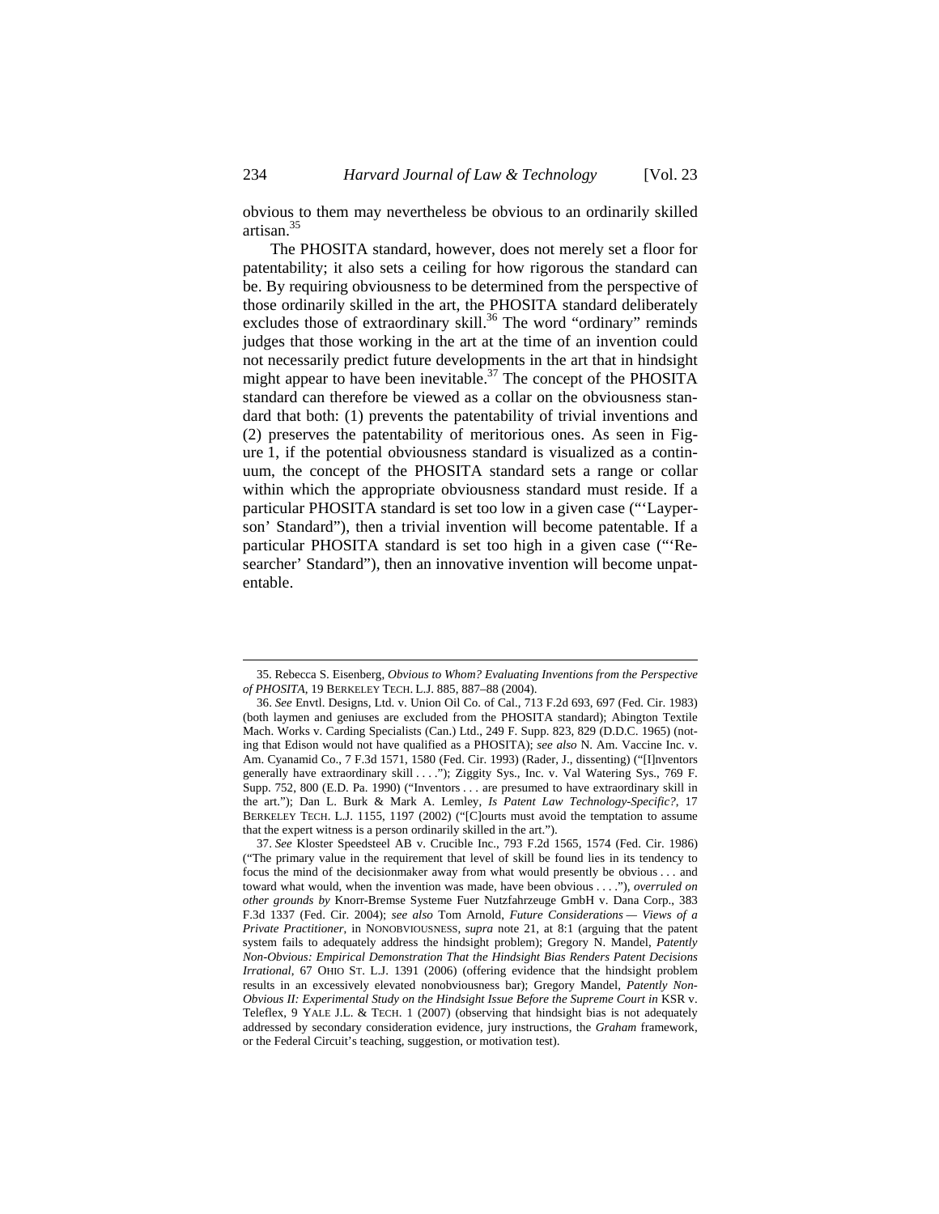obvious to them may nevertheless be obvious to an ordinarily skilled artisan.[35]

The PHOSITA standard, however, does not merely set a floor for patentability; it also sets a ceiling for how rigorous the standard can be. By requiring obviousness to be determined from the perspective of those ordinarily skilled in the art, the PHOSITA standard deliberately excludes those of extraordinary skill.[36] The word "ordinary" reminds judges that those working in the art at the time of an invention could not necessarily predict future developments in the art that in hindsight might appear to have been inevitable.[37] The concept of the PHOSITA standard can therefore be viewed as a collar on the obviousness standard that both: (1) prevents the patentability of trivial inventions and (2) preserves the patentability of meritorious ones. As seen in Figure 1, if the potential obviousness standard is visualized as a continuum, the concept of the PHOSITA standard sets a range or collar within which the appropriate obviousness standard must reside. If a particular PHOSITA standard is set too low in a given case ("'Layperson' Standard"), then a trivial invention will become patentable. If a particular PHOSITA standard is set too high in a given case ("'Researcher' Standard"), then an innovative invention will become unpatentable.

---

35. Rebecca S. Eisenberg, *Obvious to Whom? Evaluating Inventions from the Perspective of PHOSITA*, 19 BERKELEY TECH. L.J. 885, 887–88 (2004).

36. *See* Envtl. Designs, Ltd. v. Union Oil Co. of Cal., 713 F.2d 693, 697 (Fed. Cir. 1983) (both laymen and geniuses are excluded from the PHOSITA standard); Abington Textile Mach. Works v. Carding Specialists (Can.) Ltd., 249 F. Supp. 823, 829 (D.D.C. 1965) (noting that Edison would not have qualified as a PHOSITA); *see also* N. Am. Vaccine Inc. v. Am. Cyanamid Co., 7 F.3d 1571, 1580 (Fed. Cir. 1993) (Rader, J., dissenting) ("[I]nventors generally have extraordinary skill . . . ."); Ziggity Sys., Inc. v. Val Watering Sys., 769 F. Supp. 752, 800 (E.D. Pa. 1990) ("Inventors . . . are presumed to have extraordinary skill in the art."); Dan L. Burk & Mark A. Lemley, *Is Patent Law Technology-Specific?*, 17 BERKELEY TECH. L.J. 1155, 1197 (2002) ("[C]ourts must avoid the temptation to assume that the expert witness is a person ordinarily skilled in the art.").

37. *See* Kloster Speedsteel AB v. Crucible Inc., 793 F.2d 1565, 1574 (Fed. Cir. 1986) ("The primary value in the requirement that level of skill be found lies in its tendency to focus the mind of the decisionmaker away from what would presently be obvious . . . and toward what would, when the invention was made, have been obvious . . . ."), *overruled on other grounds by* Knorr-Bremse Systeme Fuer Nutzfahrzeuge GmbH v. Dana Corp., 383 F.3d 1337 (Fed. Cir. 2004); *see also* Tom Arnold, *Future Considerations — Views of a Private Practitioner*, in NONOBVIOUSNESS, *supra* note 21, at 8:1 (arguing that the patent system fails to adequately address the hindsight problem); Gregory N. Mandel, *Patently Non-Obvious: Empirical Demonstration That the Hindsight Bias Renders Patent Decisions Irrational*, 67 OHIO ST. L.J. 1391 (2006) (offering evidence that the hindsight problem results in an excessively elevated nonobviousness bar); Gregory Mandel, *Patently Non-Obvious II: Experimental Study on the Hindsight Issue Before the Supreme Court in* KSR v. Teleflex, 9 YALE J.L. & TECH. 1 (2007) (observing that hindsight bias is not adequately addressed by secondary consideration evidence, jury instructions, the *Graham* framework, or the Federal Circuit's teaching, suggestion, or motivation test).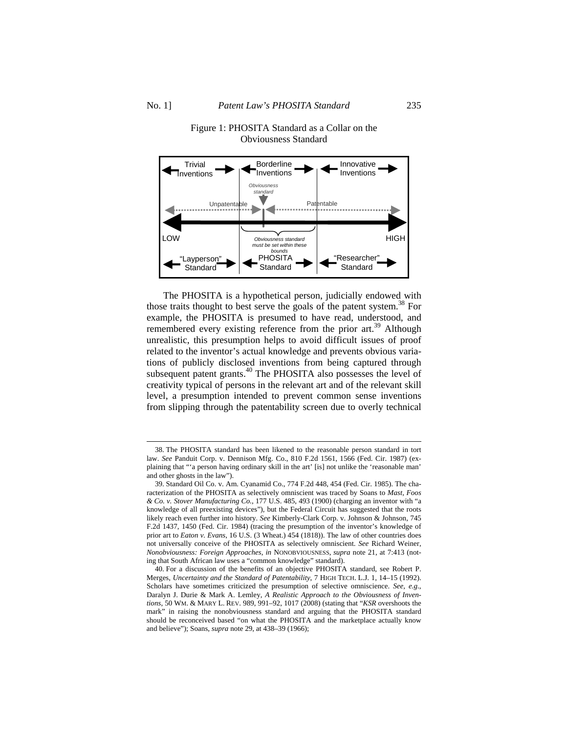Figure 1: PHOSITA Standard as a Collar on the Obviousness Standard

The PHOSITA is a hypothetical person, judicially endowed with those traits thought to best serve the goals of the patent system.[38] For example, the PHOSITA is presumed to have read, understood, and remembered every existing reference from the prior art.[39] Although unrealistic, this presumption helps to avoid difficult issues of proof related to the inventor's actual knowledge and prevents obvious variations of publicly disclosed inventions from being captured through subsequent patent grants.[40] The PHOSITA also possesses the level of creativity typical of persons in the relevant art and of the relevant skill level, a presumption intended to prevent common sense inventions from slipping through the patentability screen due to overly technical

---

38. The PHOSITA standard has been likened to the reasonable person standard in tort law. *See* Panduit Corp. v. Dennison Mfg. Co., 810 F.2d 1561, 1566 (Fed. Cir. 1987) (explaining that "'a person having ordinary skill in the art' [is] not unlike the 'reasonable man' and other ghosts in the law").

39. Standard Oil Co. v. Am. Cyanamid Co., 774 F.2d 448, 454 (Fed. Cir. 1985). The characterization of the PHOSITA as selectively omniscient was traced by Soans to *Mast, Foos & Co. v. Stover Manufacturing Co.*, 177 U.S. 485, 493 (1900) (charging an inventor with "a knowledge of all preexisting devices"), but the Federal Circuit has suggested that the roots likely reach even further into history. *See* Kimberly-Clark Corp. v. Johnson & Johnson, 745 F.2d 1437, 1450 (Fed. Cir. 1984) (tracing the presumption of the inventor's knowledge of prior art to *Eaton v. Evans*, 16 U.S. (3 Wheat.) 454 (1818)). The law of other countries does not universally conceive of the PHOSITA as selectively omniscient. *See* Richard Weiner, *Nonobviousness: Foreign Approaches*, *in* NONOBVIOUSNESS, *supra* note 21, at 7:413 (noting that South African law uses a "common knowledge" standard).

40. For a discussion of the benefits of an objective PHOSITA standard, see Robert P. Merges, *Uncertainty and the Standard of Patentability*, 7 HIGH TECH. L.J. 1, 14–15 (1992). Scholars have sometimes criticized the presumption of selective omniscience. *See, e.g.*, Daralyn J. Durie & Mark A. Lemley, *A Realistic Approach to the Obviousness of Inventions*, 50 WM. & MARY L. REV. 989, 991–92, 1017 (2008) (stating that "*KSR* overshoots the mark" in raising the nonobviousness standard and arguing that the PHOSITA standard should be reconceived based "on what the PHOSITA and the marketplace actually know and believe"); Soans, *supra* note 29, at 438–39 (1966);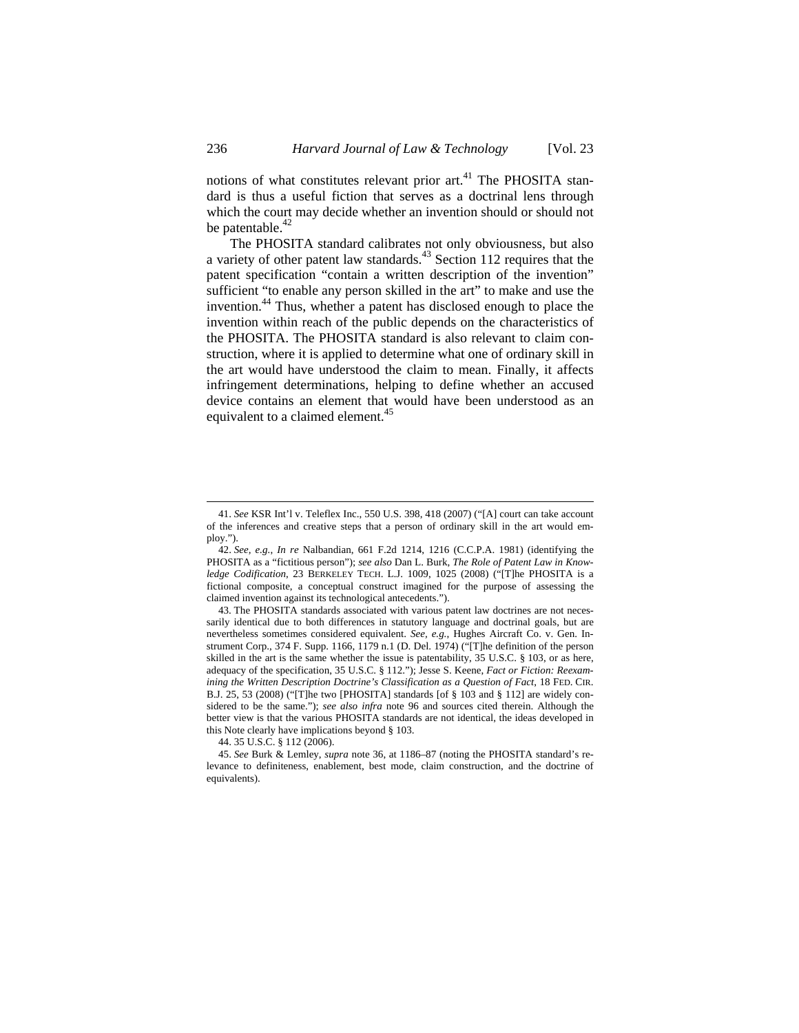notions of what constitutes relevant prior art.[41] The PHOSITA standard is thus a useful fiction that serves as a doctrinal lens through which the court may decide whether an invention should or should not be patentable.[42]

The PHOSITA standard calibrates not only obviousness, but also a variety of other patent law standards.[43] Section 112 requires that the patent specification "contain a written description of the invention" sufficient "to enable any person skilled in the art" to make and use the invention.[44] Thus, whether a patent has disclosed enough to place the invention within reach of the public depends on the characteristics of the PHOSITA. The PHOSITA standard is also relevant to claim construction, where it is applied to determine what one of ordinary skill in the art would have understood the claim to mean. Finally, it affects infringement determinations, helping to define whether an accused device contains an element that would have been understood as an equivalent to a claimed element.[45]

---

41. *See* KSR Int'l v. Teleflex Inc., 550 U.S. 398, 418 (2007) ("[A] court can take account of the inferences and creative steps that a person of ordinary skill in the art would employ.").

42. *See, e.g.*, *In re* Nalbandian, 661 F.2d 1214, 1216 (C.C.P.A. 1981) (identifying the PHOSITA as a "fictitious person"); *see also* Dan L. Burk, *The Role of Patent Law in Knowledge Codification*, 23 BERKELEY TECH. L.J. 1009, 1025 (2008) ("[T]he PHOSITA is a fictional composite, a conceptual construct imagined for the purpose of assessing the claimed invention against its technological antecedents.").

43. The PHOSITA standards associated with various patent law doctrines are not necessarily identical due to both differences in statutory language and doctrinal goals, but are nevertheless sometimes considered equivalent. *See, e.g.*, Hughes Aircraft Co. v. Gen. Instrument Corp., 374 F. Supp. 1166, 1179 n.1 (D. Del. 1974) ("[T]he definition of the person skilled in the art is the same whether the issue is patentability, 35 U.S.C. § 103, or as here, adequacy of the specification, 35 U.S.C. § 112."); Jesse S. Keene, *Fact or Fiction: Reexamining the Written Description Doctrine's Classification as a Question of Fact*, 18 FED. CIR. B.J. 25, 53 (2008) ("[T]he two [PHOSITA] standards [of § 103 and § 112] are widely considered to be the same."); *see also infra* note 96 and sources cited therein. Although the better view is that the various PHOSITA standards are not identical, the ideas developed in this Note clearly have implications beyond § 103.

44. 35 U.S.C. § 112 (2006).

45. *See* Burk & Lemley, *supra* note 36, at 1186–87 (noting the PHOSITA standard's relevance to definiteness, enablement, best mode, claim construction, and the doctrine of equivalents).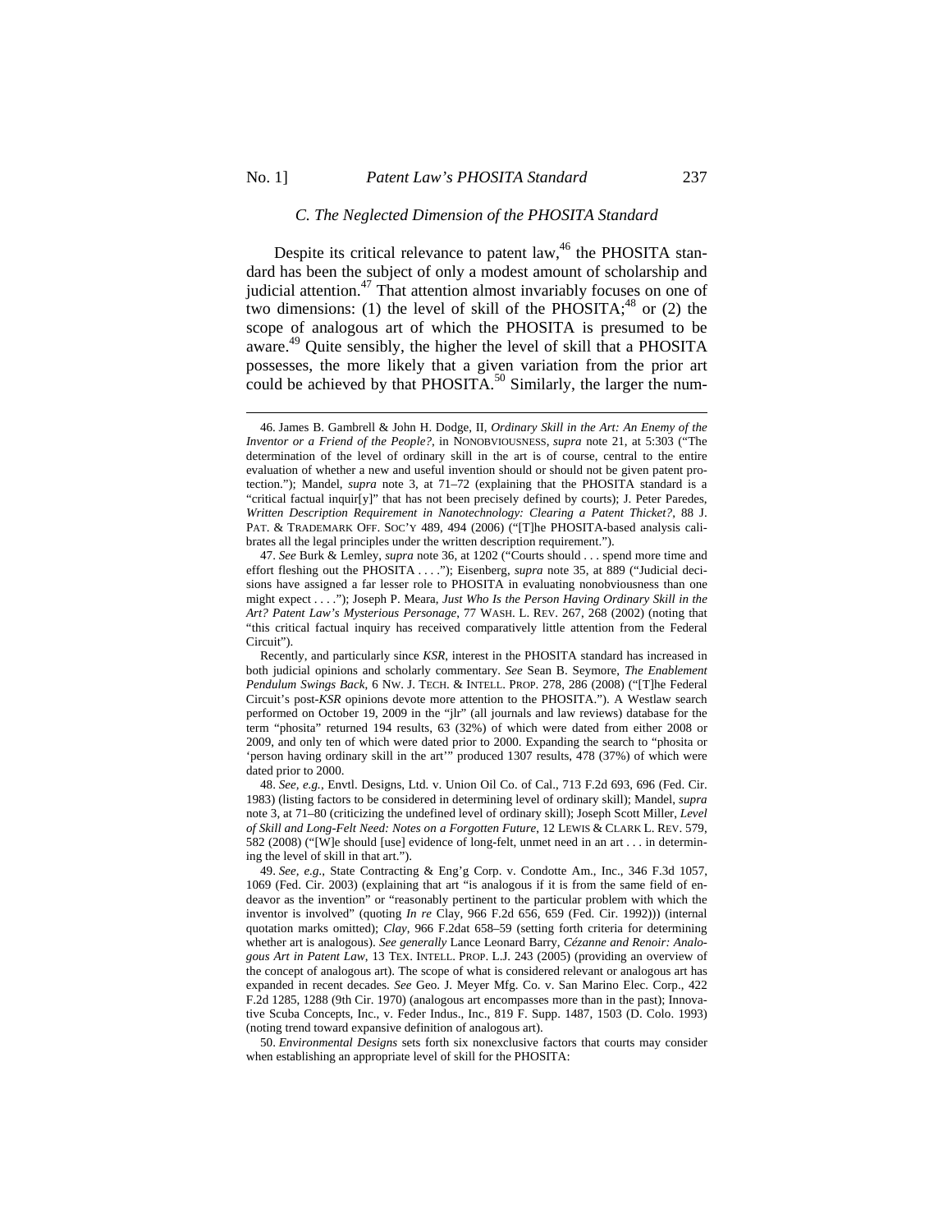### C. The Neglected Dimension of the PHOSITA Standard

Despite its critical relevance to patent law,[46] the PHOSITA standard has been the subject of only a modest amount of scholarship and judicial attention.[47] That attention almost invariably focuses on one of two dimensions: (1) the level of skill of the PHOSITA;[48] or (2) the scope of analogous art of which the PHOSITA is presumed to be aware.[49] Quite sensibly, the higher the level of skill that a PHOSITA possesses, the more likely that a given variation from the prior art could be achieved by that PHOSITA.[50] Similarly, the larger the num-

---

46. James B. Gambrell & John H. Dodge, II, *Ordinary Skill in the Art: An Enemy of the Inventor or a Friend of the People?*, in NONOBVIOUSNESS, *supra* note 21, at 5:303 ("The determination of the level of ordinary skill in the art is of course, central to the entire evaluation of whether a new and useful invention should or should not be given patent protection."); Mandel, *supra* note 3, at 71–72 (explaining that the PHOSITA standard is a "critical factual inquir[y]" that has not been precisely defined by courts); J. Peter Paredes, *Written Description Requirement in Nanotechnology: Clearing a Patent Thicket?*, 88 J. PAT. & TRADEMARK OFF. SOC'Y 489, 494 (2006) ("[T]he PHOSITA-based analysis calibrates all the legal principles under the written description requirement.").

47. *See* Burk & Lemley, *supra* note 36, at 1202 ("Courts should . . . spend more time and effort fleshing out the PHOSITA . . . ."); Eisenberg, *supra* note 35, at 889 ("Judicial decisions have assigned a far lesser role to PHOSITA in evaluating nonobviousness than one might expect . . . ."); Joseph P. Meara, *Just Who Is the Person Having Ordinary Skill in the Art? Patent Law's Mysterious Personage*, 77 WASH. L. REV. 267, 268 (2002) (noting that "this critical factual inquiry has received comparatively little attention from the Federal Circuit").

Recently, and particularly since *KSR*, interest in the PHOSITA standard has increased in both judicial opinions and scholarly commentary. *See* Sean B. Seymore, *The Enablement Pendulum Swings Back*, 6 NW. J. TECH. & INTELL. PROP. 278, 286 (2008) ("[T]he Federal Circuit's post-*KSR* opinions devote more attention to the PHOSITA."). A Westlaw search performed on October 19, 2009 in the "jlr" (all journals and law reviews) database for the term "phosita" returned 194 results, 63 (32%) of which were dated from either 2008 or 2009, and only ten of which were dated prior to 2000. Expanding the search to "phosita or 'person having ordinary skill in the art'" produced 1307 results, 478 (37%) of which were dated prior to 2000.

48. *See, e.g.*, Envtl. Designs, Ltd. v. Union Oil Co. of Cal., 713 F.2d 693, 696 (Fed. Cir. 1983) (listing factors to be considered in determining level of ordinary skill); Mandel, *supra* note 3, at 71–80 (criticizing the undefined level of ordinary skill); Joseph Scott Miller, *Level of Skill and Long-Felt Need: Notes on a Forgotten Future*, 12 LEWIS & CLARK L. REV. 579, 582 (2008) ("[W]e should [use] evidence of long-felt, unmet need in an art . . . in determining the level of skill in that art.").

49. *See, e.g.*, State Contracting & Eng'g Corp. v. Condotte Am., Inc., 346 F.3d 1057, 1069 (Fed. Cir. 2003) (explaining that art "is analogous if it is from the same field of endeavor as the invention" or "reasonably pertinent to the particular problem with which the inventor is involved" (quoting *In re* Clay, 966 F.2d 656, 659 (Fed. Cir. 1992))) (internal quotation marks omitted); *Clay*, 966 F.2dat 658–59 (setting forth criteria for determining whether art is analogous). *See generally* Lance Leonard Barry, *Cézanne and Renoir: Analogous Art in Patent Law*, 13 TEX. INTELL. PROP. L.J. 243 (2005) (providing an overview of the concept of analogous art). The scope of what is considered relevant or analogous art has expanded in recent decades. *See* Geo. J. Meyer Mfg. Co. v. San Marino Elec. Corp., 422 F.2d 1285, 1288 (9th Cir. 1970) (analogous art encompasses more than in the past); Innovative Scuba Concepts, Inc., v. Feder Indus., Inc., 819 F. Supp. 1487, 1503 (D. Colo. 1993) (noting trend toward expansive definition of analogous art).

50. *Environmental Designs* sets forth six nonexclusive factors that courts may consider when establishing an appropriate level of skill for the PHOSITA: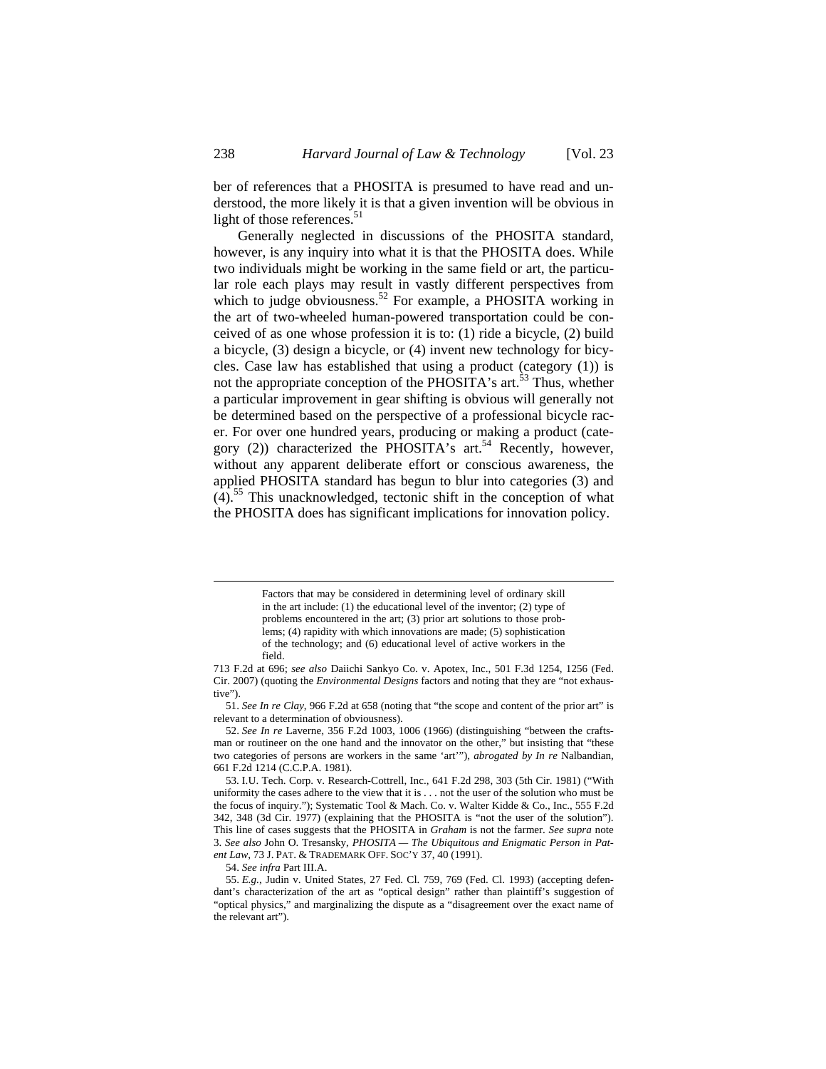ber of references that a PHOSITA is presumed to have read and understood, the more likely it is that a given invention will be obvious in light of those references.[51]

Generally neglected in discussions of the PHOSITA standard, however, is any inquiry into what it is that the PHOSITA does. While two individuals might be working in the same field or art, the particular role each plays may result in vastly different perspectives from which to judge obviousness.[52] For example, a PHOSITA working in the art of two-wheeled human-powered transportation could be conceived of as one whose profession it is to: (1) ride a bicycle, (2) build a bicycle, (3) design a bicycle, or (4) invent new technology for bicycles. Case law has established that using a product (category (1)) is not the appropriate conception of the PHOSITA's art.[53] Thus, whether a particular improvement in gear shifting is obvious will generally not be determined based on the perspective of a professional bicycle racer. For over one hundred years, producing or making a product (category (2)) characterized the PHOSITA's art.[54] Recently, however, without any apparent deliberate effort or conscious awareness, the applied PHOSITA standard has begun to blur into categories (3) and (4).[55] This unacknowledged, tectonic shift in the conception of what the PHOSITA does has significant implications for innovation policy.

---

> Factors that may be considered in determining level of ordinary skill in the art include: (1) the educational level of the inventor; (2) type of problems encountered in the art; (3) prior art solutions to those problems; (4) rapidity with which innovations are made; (5) sophistication of the technology; and (6) educational level of active workers in the field.

713 F.2d at 696; *see also* Daiichi Sankyo Co. v. Apotex, Inc., 501 F.3d 1254, 1256 (Fed. Cir. 2007) (quoting the *Environmental Designs* factors and noting that they are "not exhaustive").

51. *See In re Clay*, 966 F.2d at 658 (noting that "the scope and content of the prior art" is relevant to a determination of obviousness).

52. *See In re* Laverne, 356 F.2d 1003, 1006 (1966) (distinguishing "between the craftsman or routineer on the one hand and the innovator on the other," but insisting that "these two categories of persons are workers in the same 'art'"), *abrogated by In re* Nalbandian, 661 F.2d 1214 (C.C.P.A. 1981).

53. I.U. Tech. Corp. v. Research-Cottrell, Inc., 641 F.2d 298, 303 (5th Cir. 1981) ("With uniformity the cases adhere to the view that it is . . . not the user of the solution who must be the focus of inquiry."); Systematic Tool & Mach. Co. v. Walter Kidde & Co., Inc., 555 F.2d 342, 348 (3d Cir. 1977) (explaining that the PHOSITA is "not the user of the solution"). This line of cases suggests that the PHOSITA in *Graham* is not the farmer. *See supra* note 3. *See also* John O. Tresansky, *PHOSITA — The Ubiquitous and Enigmatic Person in Patent Law*, 73 J. PAT. & TRADEMARK OFF. SOC'Y 37, 40 (1991).

54. *See infra* Part III.A.

55. *E.g.*, Judin v. United States, 27 Fed. Cl. 759, 769 (Fed. Cl. 1993) (accepting defendant's characterization of the art as "optical design" rather than plaintiff's suggestion of "optical physics," and marginalizing the dispute as a "disagreement over the exact name of the relevant art").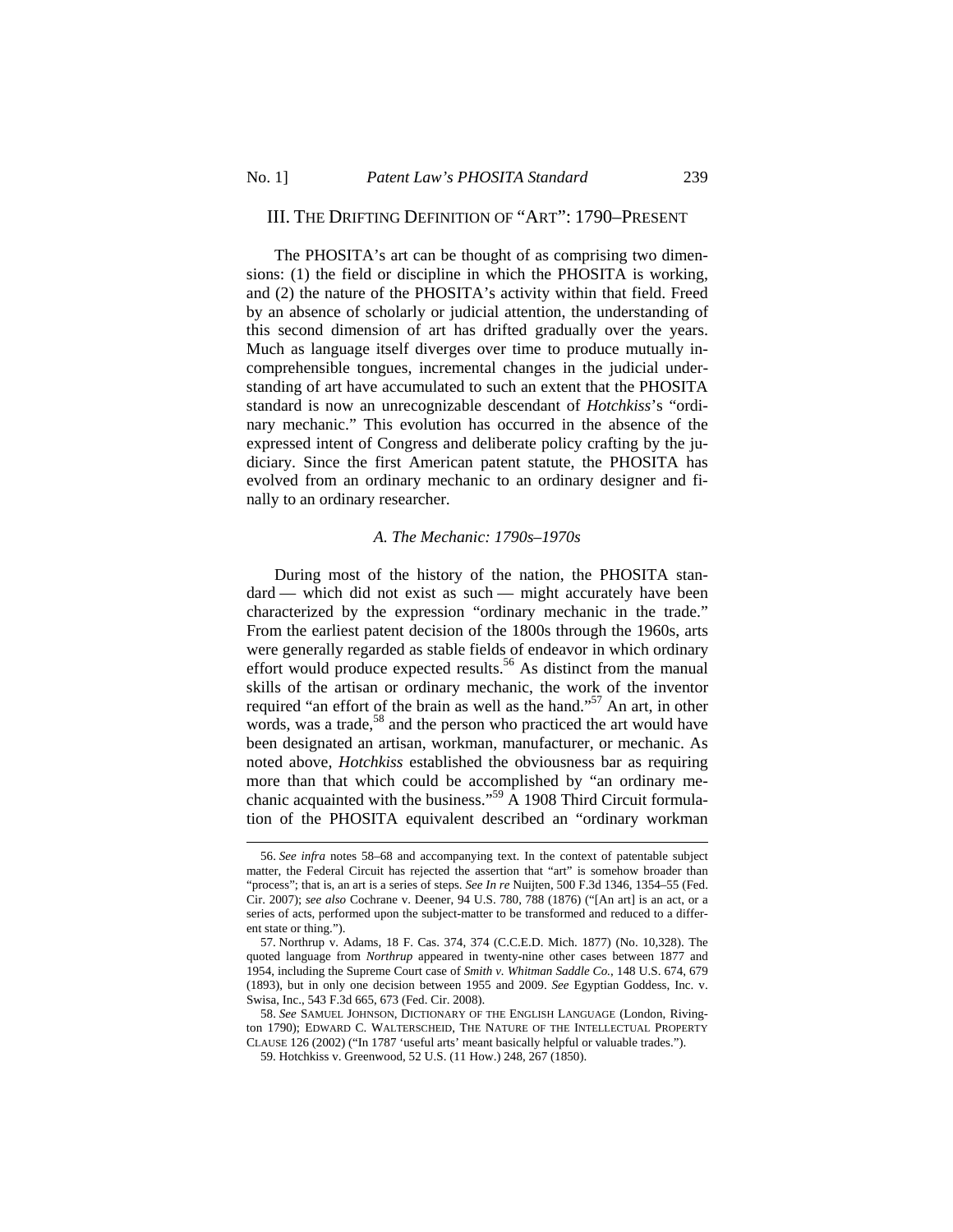## III. THE DRIFTING DEFINITION OF "ART": 1790–PRESENT

The PHOSITA's art can be thought of as comprising two dimensions: (1) the field or discipline in which the PHOSITA is working, and (2) the nature of the PHOSITA's activity within that field. Freed by an absence of scholarly or judicial attention, the understanding of this second dimension of art has drifted gradually over the years. Much as language itself diverges over time to produce mutually incomprehensible tongues, incremental changes in the judicial understanding of art have accumulated to such an extent that the PHOSITA standard is now an unrecognizable descendant of *Hotchkiss*'s "ordinary mechanic." This evolution has occurred in the absence of the expressed intent of Congress and deliberate policy crafting by the judiciary. Since the first American patent statute, the PHOSITA has evolved from an ordinary mechanic to an ordinary designer and finally to an ordinary researcher.

### *A. The Mechanic: 1790s–1970s*

During most of the history of the nation, the PHOSITA standard — which did not exist as such — might accurately have been characterized by the expression "ordinary mechanic in the trade." From the earliest patent decision of the 1800s through the 1960s, arts were generally regarded as stable fields of endeavor in which ordinary effort would produce expected results.[56] As distinct from the manual skills of the artisan or ordinary mechanic, the work of the inventor required "an effort of the brain as well as the hand."[57] An art, in other words, was a trade,[58] and the person who practiced the art would have been designated an artisan, workman, manufacturer, or mechanic. As noted above, *Hotchkiss* established the obviousness bar as requiring more than that which could be accomplished by "an ordinary mechanic acquainted with the business."[59] A 1908 Third Circuit formulation of the PHOSITA equivalent described an "ordinary workman

---

56. *See infra* notes 58–68 and accompanying text. In the context of patentable subject matter, the Federal Circuit has rejected the assertion that "art" is somehow broader than "process"; that is, an art is a series of steps. *See In re* Nuijten, 500 F.3d 1346, 1354–55 (Fed. Cir. 2007); *see also* Cochrane v. Deener, 94 U.S. 780, 788 (1876) ("[An art] is an act, or a series of acts, performed upon the subject-matter to be transformed and reduced to a different state or thing.").

57. Northrup v. Adams, 18 F. Cas. 374, 374 (C.C.E.D. Mich. 1877) (No. 10,328). The quoted language from *Northrup* appeared in twenty-nine other cases between 1877 and 1954, including the Supreme Court case of *Smith v. Whitman Saddle Co.*, 148 U.S. 674, 679 (1893), but in only one decision between 1955 and 2009. *See* Egyptian Goddess, Inc. v. Swisa, Inc., 543 F.3d 665, 673 (Fed. Cir. 2008).

58. *See* SAMUEL JOHNSON, DICTIONARY OF THE ENGLISH LANGUAGE (London, Rivington 1790); EDWARD C. WALTERSCHEID, THE NATURE OF THE INTELLECTUAL PROPERTY CLAUSE 126 (2002) ("In 1787 'useful arts' meant basically helpful or valuable trades.").

59. Hotchkiss v. Greenwood, 52 U.S. (11 How.) 248, 267 (1850).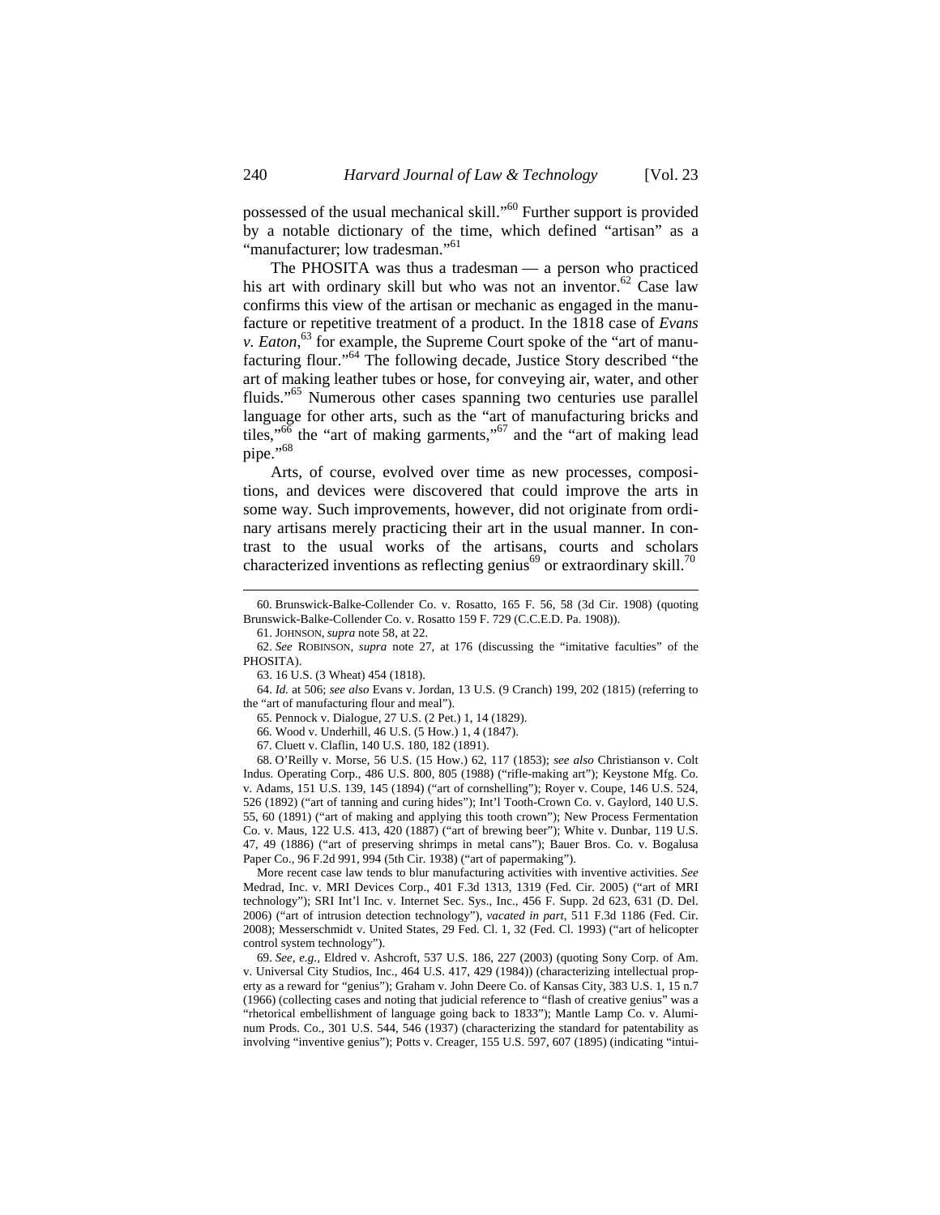possessed of the usual mechanical skill."[60] Further support is provided by a notable dictionary of the time, which defined "artisan" as a "manufacturer; low tradesman."[61]

The PHOSITA was thus a tradesman — a person who practiced his art with ordinary skill but who was not an inventor.[62] Case law confirms this view of the artisan or mechanic as engaged in the manufacture or repetitive treatment of a product. In the 1818 case of *Evans v. Eaton*,[63] for example, the Supreme Court spoke of the "art of manufacturing flour."[64] The following decade, Justice Story described "the art of making leather tubes or hose, for conveying air, water, and other fluids."[65] Numerous other cases spanning two centuries use parallel language for other arts, such as the "art of manufacturing bricks and tiles,"[66] the "art of making garments,"[67] and the "art of making lead pipe."[68]

Arts, of course, evolved over time as new processes, compositions, and devices were discovered that could improve the arts in some way. Such improvements, however, did not originate from ordinary artisans merely practicing their art in the usual manner. In contrast to the usual works of the artisans, courts and scholars characterized inventions as reflecting genius[69] or extraordinary skill.[70]

---

60. Brunswick-Balke-Collender Co. v. Rosatto, 165 F. 56, 58 (3d Cir. 1908) (quoting Brunswick-Balke-Collender Co. v. Rosatto 159 F. 729 (C.C.E.D. Pa. 1908)).

61. JOHNSON, *supra* note 58, at 22.

62. *See* ROBINSON, *supra* note 27, at 176 (discussing the "imitative faculties" of the PHOSITA).

63. 16 U.S. (3 Wheat) 454 (1818).

64. *Id.* at 506; *see also* Evans v. Jordan, 13 U.S. (9 Cranch) 199, 202 (1815) (referring to the "art of manufacturing flour and meal").

65. Pennock v. Dialogue, 27 U.S. (2 Pet.) 1, 14 (1829).

66. Wood v. Underhill, 46 U.S. (5 How.) 1, 4 (1847).

67. Cluett v. Claflin, 140 U.S. 180, 182 (1891).

68. O'Reilly v. Morse, 56 U.S. (15 How.) 62, 117 (1853); *see also* Christianson v. Colt Indus. Operating Corp., 486 U.S. 800, 805 (1988) ("rifle-making art"); Keystone Mfg. Co. v. Adams, 151 U.S. 139, 145 (1894) ("art of cornshelling"); Royer v. Coupe, 146 U.S. 524, 526 (1892) ("art of tanning and curing hides"); Int'l Tooth-Crown Co. v. Gaylord, 140 U.S. 55, 60 (1891) ("art of making and applying this tooth crown"); New Process Fermentation Co. v. Maus, 122 U.S. 413, 420 (1887) ("art of brewing beer"); White v. Dunbar, 119 U.S. 47, 49 (1886) ("art of preserving shrimps in metal cans"); Bauer Bros. Co. v. Bogalusa Paper Co., 96 F.2d 991, 994 (5th Cir. 1938) ("art of papermaking").

More recent case law tends to blur manufacturing activities with inventive activities. *See* Medrad, Inc. v. MRI Devices Corp., 401 F.3d 1313, 1319 (Fed. Cir. 2005) ("art of MRI technology"); SRI Int'l Inc. v. Internet Sec. Sys., Inc., 456 F. Supp. 2d 623, 631 (D. Del. 2006) ("art of intrusion detection technology"), *vacated in part*, 511 F.3d 1186 (Fed. Cir. 2008); Messerschmidt v. United States, 29 Fed. Cl. 1, 32 (Fed. Cl. 1993) ("art of helicopter control system technology").

69. *See, e.g.*, Eldred v. Ashcroft, 537 U.S. 186, 227 (2003) (quoting Sony Corp. of Am. v. Universal City Studios, Inc., 464 U.S. 417, 429 (1984)) (characterizing intellectual property as a reward for "genius"); Graham v. John Deere Co. of Kansas City, 383 U.S. 1, 15 n.7 (1966) (collecting cases and noting that judicial reference to "flash of creative genius" was a "rhetorical embellishment of language going back to 1833"); Mantle Lamp Co. v. Aluminum Prods. Co., 301 U.S. 544, 546 (1937) (characterizing the standard for patentability as involving "inventive genius"); Potts v. Creager, 155 U.S. 597, 607 (1895) (indicating "intui-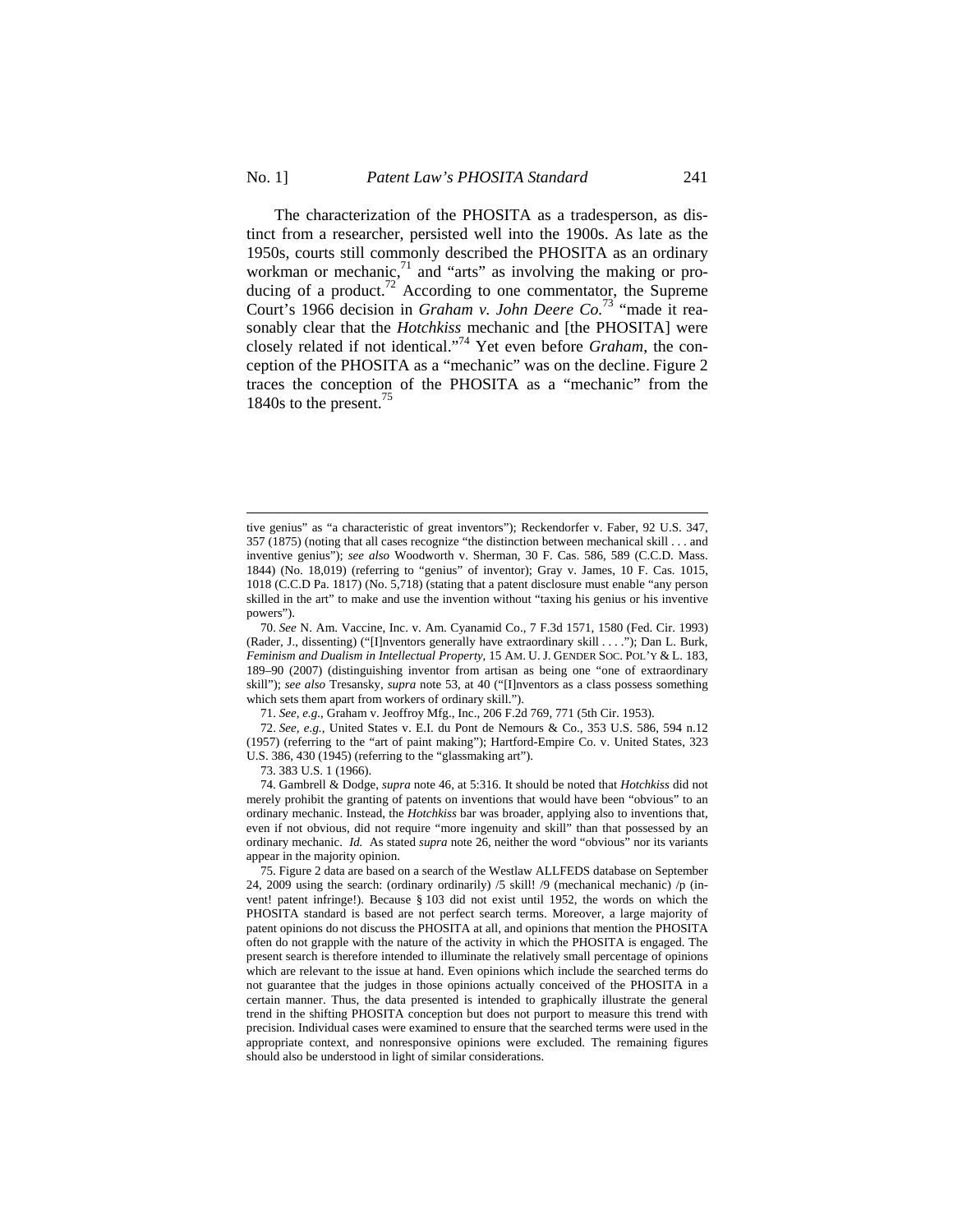The characterization of the PHOSITA as a tradesperson, as distinct from a researcher, persisted well into the 1900s. As late as the 1950s, courts still commonly described the PHOSITA as an ordinary workman or mechanic,[71] and "arts" as involving the making or producing of a product.[72] According to one commentator, the Supreme Court's 1966 decision in *Graham v. John Deere Co.*[73] "made it reasonably clear that the *Hotchkiss* mechanic and [the PHOSITA] were closely related if not identical."[74] Yet even before *Graham*, the conception of the PHOSITA as a "mechanic" was on the decline. Figure 2 traces the conception of the PHOSITA as a "mechanic" from the 1840s to the present.[75]

---

tive genius" as "a characteristic of great inventors"); Reckendorfer v. Faber, 92 U.S. 347, 357 (1875) (noting that all cases recognize "the distinction between mechanical skill . . . and inventive genius"); *see also* Woodworth v. Sherman, 30 F. Cas. 586, 589 (C.C.D. Mass. 1844) (No. 18,019) (referring to "genius" of inventor); Gray v. James, 10 F. Cas. 1015, 1018 (C.C.D Pa. 1817) (No. 5,718) (stating that a patent disclosure must enable "any person skilled in the art" to make and use the invention without "taxing his genius or his inventive powers").

70. *See* N. Am. Vaccine, Inc. v. Am. Cyanamid Co., 7 F.3d 1571, 1580 (Fed. Cir. 1993) (Rader, J., dissenting) ("[I]nventors generally have extraordinary skill . . . ."); Dan L. Burk, *Feminism and Dualism in Intellectual Property*, 15 AM. U. J. GENDER SOC. POL'Y & L. 183, 189–90 (2007) (distinguishing inventor from artisan as being one "of extraordinary skill"); *see also* Tresansky, *supra* note 53, at 40 ("[I]nventors as a class possess something which sets them apart from workers of ordinary skill.").

71. *See, e.g.*, Graham v. Jeoffroy Mfg., Inc., 206 F.2d 769, 771 (5th Cir. 1953).

72. *See, e.g.*, United States v. E.I. du Pont de Nemours & Co., 353 U.S. 586, 594 n.12 (1957) (referring to the "art of paint making"); Hartford-Empire Co. v. United States, 323 U.S. 386, 430 (1945) (referring to the "glassmaking art").

73. 383 U.S. 1 (1966).

74. Gambrell & Dodge, *supra* note 46, at 5:316. It should be noted that *Hotchkiss* did not merely prohibit the granting of patents on inventions that would have been "obvious" to an ordinary mechanic. Instead, the *Hotchkiss* bar was broader, applying also to inventions that, even if not obvious, did not require "more ingenuity and skill" than that possessed by an ordinary mechanic. *Id.* As stated *supra* note 26, neither the word "obvious" nor its variants appear in the majority opinion.

75. Figure 2 data are based on a search of the Westlaw ALLFEDS database on September 24, 2009 using the search: (ordinary ordinarily) /5 skill! /9 (mechanical mechanic) /p (invent! patent infringe!). Because § 103 did not exist until 1952, the words on which the PHOSITA standard is based are not perfect search terms. Moreover, a large majority of patent opinions do not discuss the PHOSITA at all, and opinions that mention the PHOSITA often do not grapple with the nature of the activity in which the PHOSITA is engaged. The present search is therefore intended to illuminate the relatively small percentage of opinions which are relevant to the issue at hand. Even opinions which include the searched terms do not guarantee that the judges in those opinions actually conceived of the PHOSITA in a certain manner. Thus, the data presented is intended to graphically illustrate the general trend in the shifting PHOSITA conception but does not purport to measure this trend with precision. Individual cases were examined to ensure that the searched terms were used in the appropriate context, and nonresponsive opinions were excluded. The remaining figures should also be understood in light of similar considerations.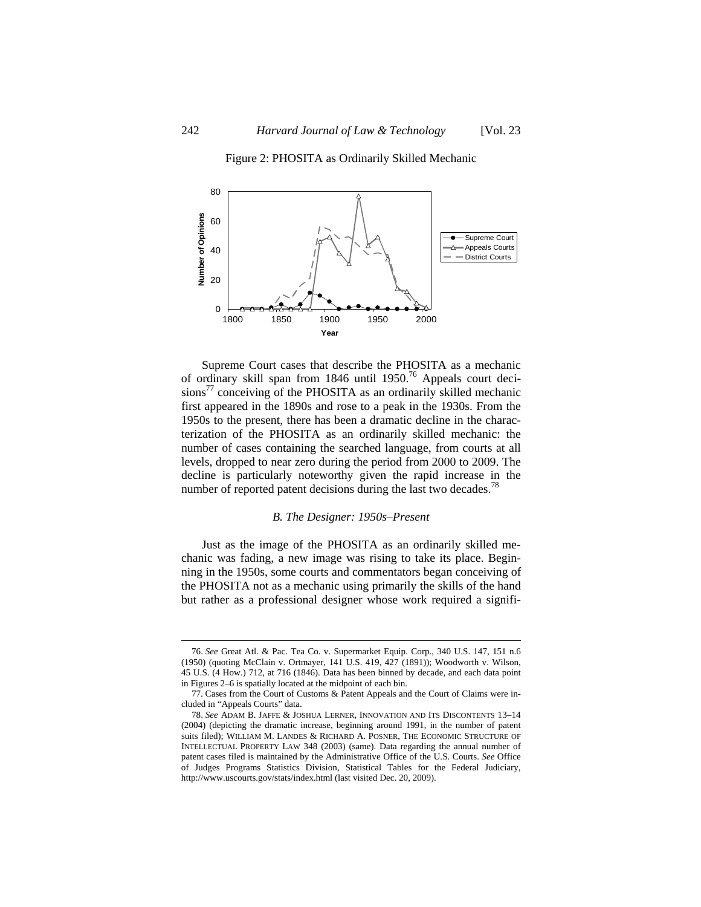Figure 2: PHOSITA as Ordinarily Skilled Mechanic

Supreme Court cases that describe the PHOSITA as a mechanic of ordinary skill span from 1846 until 1950.[76] Appeals court decisions[77] conceiving of the PHOSITA as an ordinarily skilled mechanic first appeared in the 1890s and rose to a peak in the 1930s. From the 1950s to the present, there has been a dramatic decline in the characterization of the PHOSITA as an ordinarily skilled mechanic: the number of cases containing the searched language, from courts at all levels, dropped to near zero during the period from 2000 to 2009. The decline is particularly noteworthy given the rapid increase in the number of reported patent decisions during the last two decades.[78]

### *B. The Designer: 1950s–Present*

Just as the image of the PHOSITA as an ordinarily skilled mechanic was fading, a new image was rising to take its place. Beginning in the 1950s, some courts and commentators began conceiving of the PHOSITA not as a mechanic using primarily the skills of the hand but rather as a professional designer whose work required a signifi-

---

76. *See* Great Atl. & Pac. Tea Co. v. Supermarket Equip. Corp., 340 U.S. 147, 151 n.6 (1950) (quoting McClain v. Ortmayer, 141 U.S. 419, 427 (1891)); Woodworth v. Wilson, 45 U.S. (4 How.) 712, at 716 (1846). Data has been binned by decade, and each data point in Figures 2–6 is spatially located at the midpoint of each bin.

77. Cases from the Court of Customs & Patent Appeals and the Court of Claims were included in "Appeals Courts" data.

78. *See* ADAM B. JAFFE & JOSHUA LERNER, INNOVATION AND ITS DISCONTENTS 13–14 (2004) (depicting the dramatic increase, beginning around 1991, in the number of patent suits filed); WILLIAM M. LANDES & RICHARD A. POSNER, THE ECONOMIC STRUCTURE OF INTELLECTUAL PROPERTY LAW 348 (2003) (same). Data regarding the annual number of patent cases filed is maintained by the Administrative Office of the U.S. Courts. *See* Office of Judges Programs Statistics Division, Statistical Tables for the Federal Judiciary, http://www.uscourts.gov/stats/index.html (last visited Dec. 20, 2009).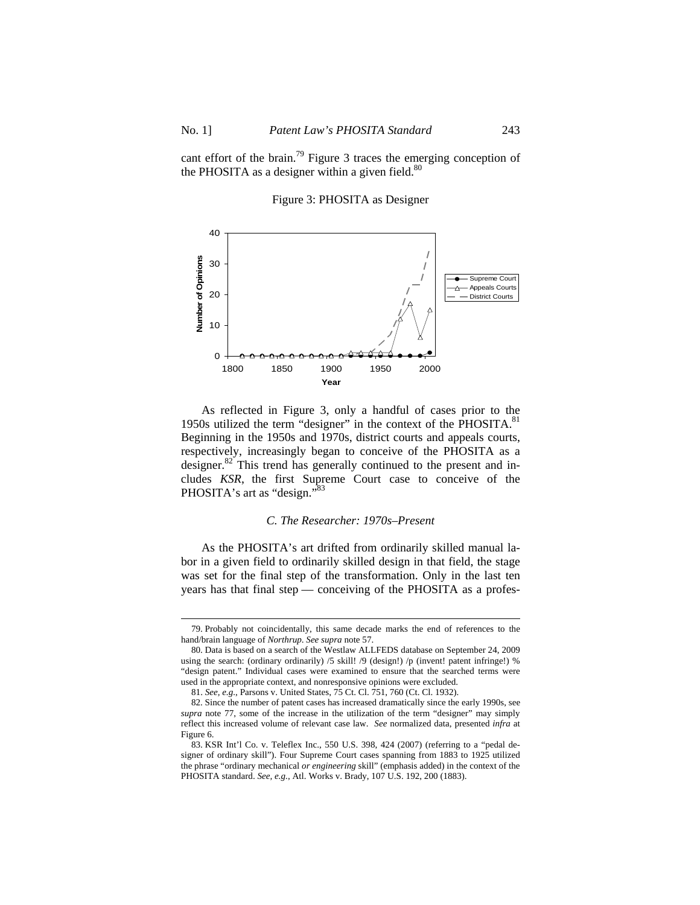cant effort of the brain.[79] Figure 3 traces the emerging conception of the PHOSITA as a designer within a given field.[80]

Figure 3: PHOSITA as Designer

As reflected in Figure 3, only a handful of cases prior to the 1950s utilized the term "designer" in the context of the PHOSITA.[81] Beginning in the 1950s and 1970s, district courts and appeals courts, respectively, increasingly began to conceive of the PHOSITA as a designer.[82] This trend has generally continued to the present and includes *KSR*, the first Supreme Court case to conceive of the PHOSITA's art as "design."[83]

### *C. The Researcher: 1970s–Present*

As the PHOSITA's art drifted from ordinarily skilled manual labor in a given field to ordinarily skilled design in that field, the stage was set for the final step of the transformation. Only in the last ten years has that final step — conceiving of the PHOSITA as a profes-

---

79. Probably not coincidentally, this same decade marks the end of references to the hand/brain language of *Northrup*. *See supra* note 57.

80. Data is based on a search of the Westlaw ALLFEDS database on September 24, 2009 using the search: (ordinary ordinarily) /5 skill! /9 (design!) /p (invent! patent infringe!) % "design patent." Individual cases were examined to ensure that the searched terms were used in the appropriate context, and nonresponsive opinions were excluded.

81. *See, e.g.*, Parsons v. United States, 75 Ct. Cl. 751, 760 (Ct. Cl. 1932).

82. Since the number of patent cases has increased dramatically since the early 1990s, see *supra* note 77, some of the increase in the utilization of the term "designer" may simply reflect this increased volume of relevant case law. *See* normalized data, presented *infra* at Figure 6.

83. KSR Int'l Co. v. Teleflex Inc., 550 U.S. 398, 424 (2007) (referring to a "pedal designer of ordinary skill"). Four Supreme Court cases spanning from 1883 to 1925 utilized the phrase "ordinary mechanical *or engineering* skill" (emphasis added) in the context of the PHOSITA standard. *See, e.g.*, Atl. Works v. Brady, 107 U.S. 192, 200 (1883).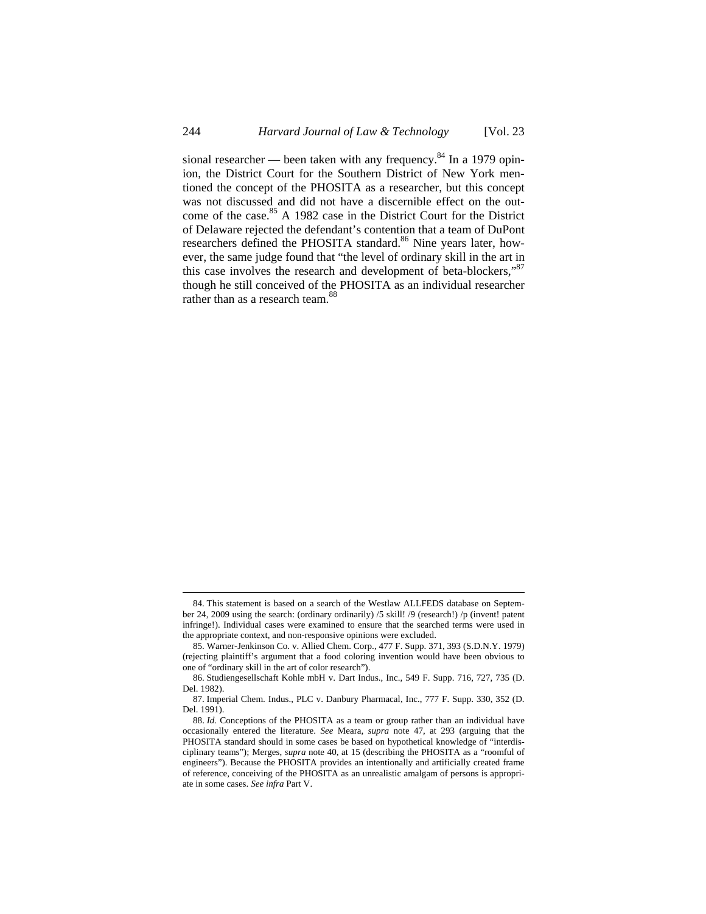sional researcher — been taken with any frequency.[84] In a 1979 opinion, the District Court for the Southern District of New York mentioned the concept of the PHOSITA as a researcher, but this concept was not discussed and did not have a discernible effect on the outcome of the case.[85] A 1982 case in the District Court for the District of Delaware rejected the defendant's contention that a team of DuPont researchers defined the PHOSITA standard.[86] Nine years later, however, the same judge found that "the level of ordinary skill in the art in this case involves the research and development of beta-blockers,"[87] though he still conceived of the PHOSITA as an individual researcher rather than as a research team.[88]

---

84. This statement is based on a search of the Westlaw ALLFEDS database on September 24, 2009 using the search: (ordinary ordinarily) /5 skill! /9 (research!) /p (invent! patent infringe!). Individual cases were examined to ensure that the searched terms were used in the appropriate context, and non-responsive opinions were excluded.

85. Warner-Jenkinson Co. v. Allied Chem. Corp., 477 F. Supp. 371, 393 (S.D.N.Y. 1979) (rejecting plaintiff's argument that a food coloring invention would have been obvious to one of "ordinary skill in the art of color research").

86. Studiengesellschaft Kohle mbH v. Dart Indus., Inc., 549 F. Supp. 716, 727, 735 (D. Del. 1982).

87. Imperial Chem. Indus., PLC v. Danbury Pharmacal, Inc., 777 F. Supp. 330, 352 (D. Del. 1991).

88. *Id.* Conceptions of the PHOSITA as a team or group rather than an individual have occasionally entered the literature. *See* Meara, *supra* note 47, at 293 (arguing that the PHOSITA standard should in some cases be based on hypothetical knowledge of "interdisciplinary teams"); Merges, *supra* note 40, at 15 (describing the PHOSITA as a "roomful of engineers"). Because the PHOSITA provides an intentionally and artificially created frame of reference, conceiving of the PHOSITA as an unrealistic amalgam of persons is appropriate in some cases. *See infra* Part V.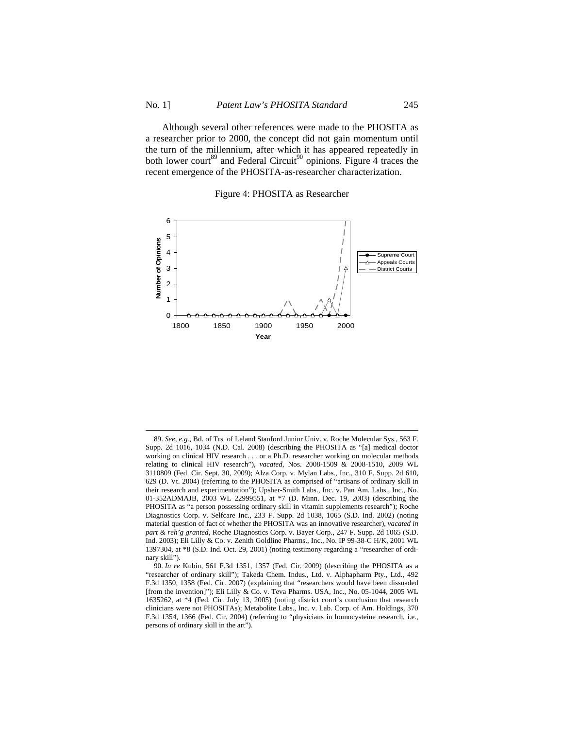Although several other references were made to the PHOSITA as a researcher prior to 2000, the concept did not gain momentum until the turn of the millennium, after which it has appeared repeatedly in both lower court[89] and Federal Circuit[90] opinions. Figure 4 traces the recent emergence of the PHOSITA-as-researcher characterization.

Figure 4: PHOSITA as Researcher

---

89. *See, e.g.*, Bd. of Trs. of Leland Stanford Junior Univ. v. Roche Molecular Sys., 563 F. Supp. 2d 1016, 1034 (N.D. Cal. 2008) (describing the PHOSITA as "[a] medical doctor working on clinical HIV research . . . or a Ph.D. researcher working on molecular methods relating to clinical HIV research"), *vacated*, Nos. 2008-1509 & 2008-1510, 2009 WL 3110809 (Fed. Cir. Sept. 30, 2009); Alza Corp. v. Mylan Labs., Inc., 310 F. Supp. 2d 610, 629 (D. Vt. 2004) (referring to the PHOSITA as comprised of "artisans of ordinary skill in their research and experimentation"); Upsher-Smith Labs., Inc. v. Pan Am. Labs., Inc., No. 01-352ADMAJB, 2003 WL 22999551, at *7 (D. Minn. Dec. 19, 2003) (describing the PHOSITA as "a person possessing ordinary skill in vitamin supplements research"); Roche Diagnostics Corp. v. Selfcare Inc., 233 F. Supp. 2d 1038, 1065 (S.D. Ind. 2002) (noting material question of fact of whether the PHOSITA was an innovative researcher), *vacated in part & reh'g granted*, Roche Diagnostics Corp. v. Bayer Corp., 247 F. Supp. 2d 1065 (S.D. Ind. 2003); Eli Lilly & Co. v. Zenith Goldline Pharms., Inc., No. IP 99-38-C H/K, 2001 WL 1397304, at *8 (S.D. Ind. Oct. 29, 2001) (noting testimony regarding a "researcher of ordinary skill").

90. *In re* Kubin, 561 F.3d 1351, 1357 (Fed. Cir. 2009) (describing the PHOSITA as a "researcher of ordinary skill"); Takeda Chem. Indus., Ltd. v. Alphapharm Pty., Ltd., 492 F.3d 1350, 1358 (Fed. Cir. 2007) (explaining that "researchers would have been dissuaded [from the invention]"); Eli Lilly & Co. v. Teva Pharms. USA, Inc., No. 05-1044, 2005 WL 1635262, at *4 (Fed. Cir. July 13, 2005) (noting district court's conclusion that research clinicians were not PHOSITAs); Metabolite Labs., Inc. v. Lab. Corp. of Am. Holdings, 370 F.3d 1354, 1366 (Fed. Cir. 2004) (referring to "physicians in homocysteine research, i.e., persons of ordinary skill in the art").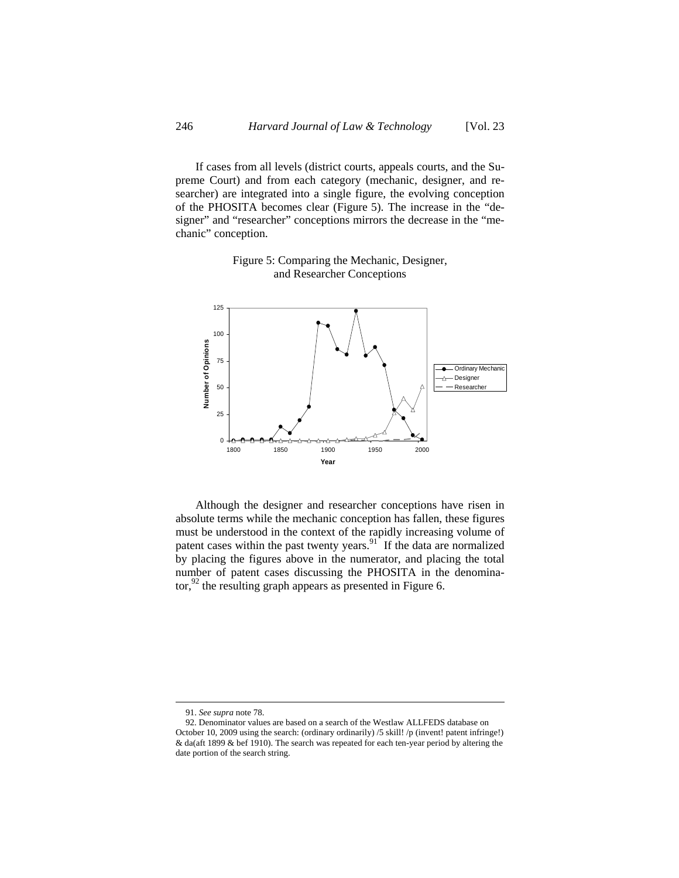If cases from all levels (district courts, appeals courts, and the Supreme Court) and from each category (mechanic, designer, and researcher) are integrated into a single figure, the evolving conception of the PHOSITA becomes clear (Figure 5). The increase in the "designer" and "researcher" conceptions mirrors the decrease in the "mechanic" conception.

Figure 5: Comparing the Mechanic, Designer, and Researcher Conceptions

Although the designer and researcher conceptions have risen in absolute terms while the mechanic conception has fallen, these figures must be understood in the context of the rapidly increasing volume of patent cases within the past twenty years.[91] If the data are normalized by placing the figures above in the numerator, and placing the total number of patent cases discussing the PHOSITA in the denominator,[92] the resulting graph appears as presented in Figure 6.

---

91. *See supra* note 78.

92. Denominator values are based on a search of the Westlaw ALLFEDS database on October 10, 2009 using the search: (ordinary ordinarily) /5 skill! /p (invent! patent infringe!) & da(aft 1899 & bef 1910). The search was repeated for each ten-year period by altering the date portion of the search string.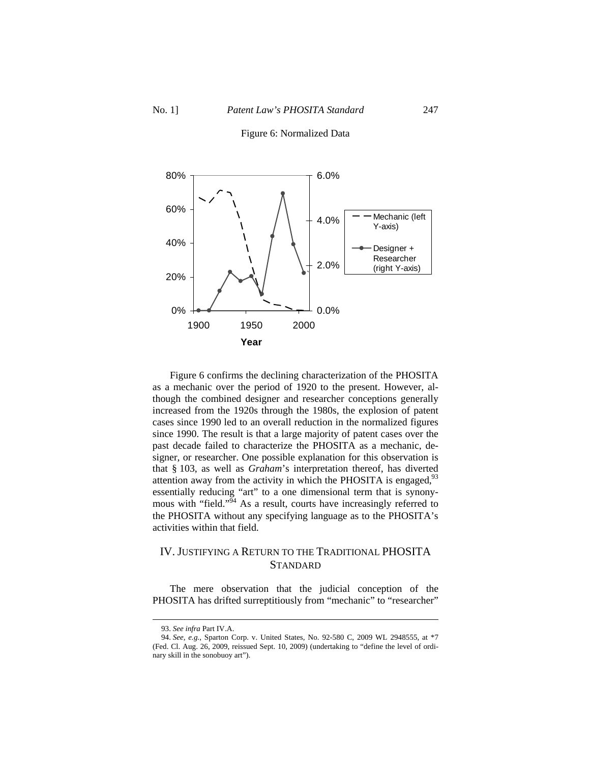Figure 6: Normalized Data

Figure 6 confirms the declining characterization of the PHOSITA as a mechanic over the period of 1920 to the present. However, although the combined designer and researcher conceptions generally increased from the 1920s through the 1980s, the explosion of patent cases since 1990 led to an overall reduction in the normalized figures since 1990. The result is that a large majority of patent cases over the past decade failed to characterize the PHOSITA as a mechanic, designer, or researcher. One possible explanation for this observation is that § 103, as well as *Graham*'s interpretation thereof, has diverted attention away from the activity in which the PHOSITA is engaged,[93] essentially reducing "art" to a one dimensional term that is synonymous with "field."[94] As a result, courts have increasingly referred to the PHOSITA without any specifying language as to the PHOSITA's activities within that field.

## IV. Justifying a Return to the Traditional PHOSITA Standard

The mere observation that the judicial conception of the PHOSITA has drifted surreptitiously from "mechanic" to "researcher"

---

93. *See infra* Part IV.A.

94. *See, e.g.*, Sparton Corp. v. United States, No. 92-580 C, 2009 WL 2948555, at *7 (Fed. Cl. Aug. 26, 2009, reissued Sept. 10, 2009) (undertaking to "define the level of ordinary skill in the sonobuoy art").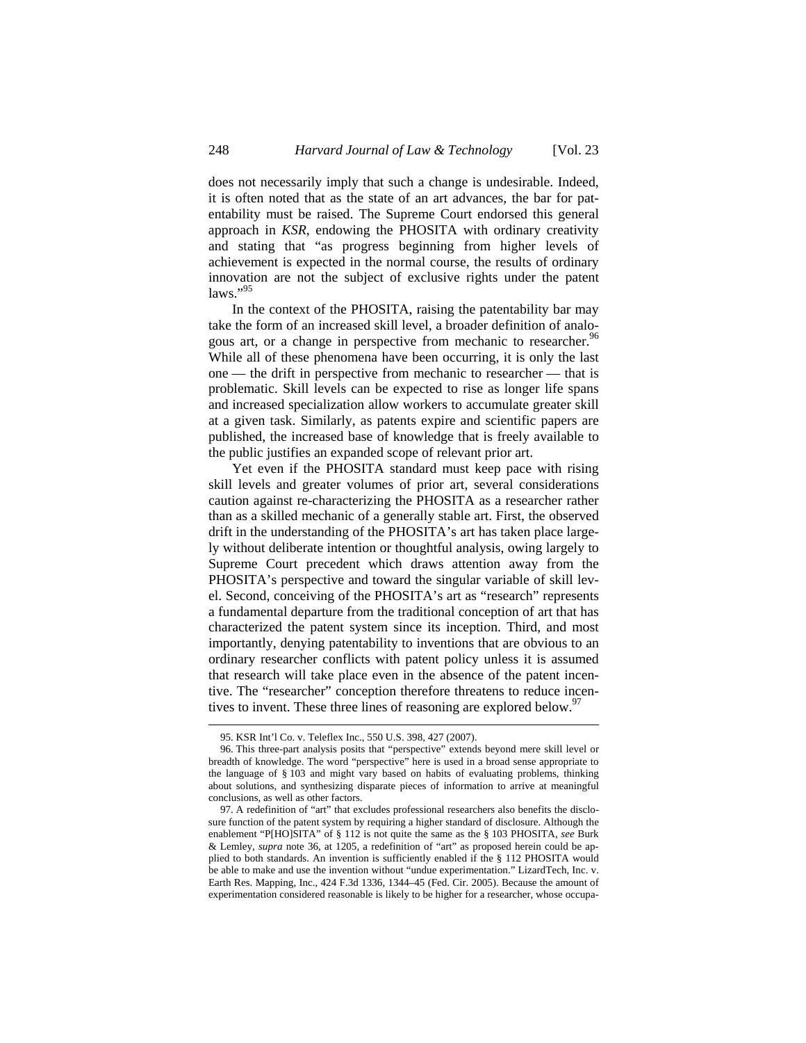does not necessarily imply that such a change is undesirable. Indeed, it is often noted that as the state of an art advances, the bar for patentability must be raised. The Supreme Court endorsed this general approach in *KSR*, endowing the PHOSITA with ordinary creativity and stating that "as progress beginning from higher levels of achievement is expected in the normal course, the results of ordinary innovation are not the subject of exclusive rights under the patent laws."[95]

In the context of the PHOSITA, raising the patentability bar may take the form of an increased skill level, a broader definition of analogous art, or a change in perspective from mechanic to researcher.[96] While all of these phenomena have been occurring, it is only the last one — the drift in perspective from mechanic to researcher — that is problematic. Skill levels can be expected to rise as longer life spans and increased specialization allow workers to accumulate greater skill at a given task. Similarly, as patents expire and scientific papers are published, the increased base of knowledge that is freely available to the public justifies an expanded scope of relevant prior art.

Yet even if the PHOSITA standard must keep pace with rising skill levels and greater volumes of prior art, several considerations caution against re-characterizing the PHOSITA as a researcher rather than as a skilled mechanic of a generally stable art. First, the observed drift in the understanding of the PHOSITA's art has taken place largely without deliberate intention or thoughtful analysis, owing largely to Supreme Court precedent which draws attention away from the PHOSITA's perspective and toward the singular variable of skill level. Second, conceiving of the PHOSITA's art as "research" represents a fundamental departure from the traditional conception of art that has characterized the patent system since its inception. Third, and most importantly, denying patentability to inventions that are obvious to an ordinary researcher conflicts with patent policy unless it is assumed that research will take place even in the absence of the patent incentive. The "researcher" conception therefore threatens to reduce incentives to invent. These three lines of reasoning are explored below.[97]

---

95. KSR Int'l Co. v. Teleflex Inc., 550 U.S. 398, 427 (2007).

96. This three-part analysis posits that "perspective" extends beyond mere skill level or breadth of knowledge. The word "perspective" here is used in a broad sense appropriate to the language of § 103 and might vary based on habits of evaluating problems, thinking about solutions, and synthesizing disparate pieces of information to arrive at meaningful conclusions, as well as other factors.

97. A redefinition of "art" that excludes professional researchers also benefits the disclosure function of the patent system by requiring a higher standard of disclosure. Although the enablement "P[HO]SITA" of § 112 is not quite the same as the § 103 PHOSITA, *see* Burk & Lemley, *supra* note 36, at 1205, a redefinition of "art" as proposed herein could be applied to both standards. An invention is sufficiently enabled if the § 112 PHOSITA would be able to make and use the invention without "undue experimentation." LizardTech, Inc. v. Earth Res. Mapping, Inc., 424 F.3d 1336, 1344–45 (Fed. Cir. 2005). Because the amount of experimentation considered reasonable is likely to be higher for a researcher, whose occupa-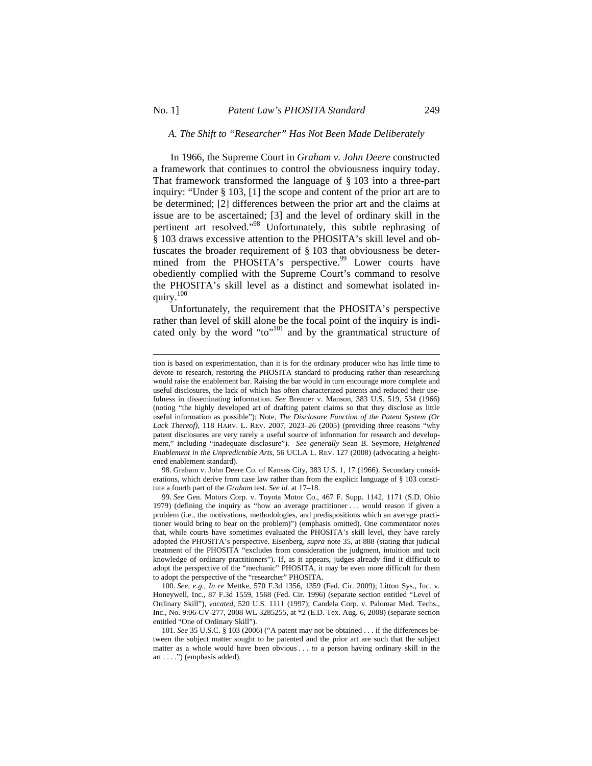### A. The Shift to "Researcher" Has Not Been Made Deliberately

In 1966, the Supreme Court in *Graham v. John Deere* constructed a framework that continues to control the obviousness inquiry today. That framework transformed the language of § 103 into a three-part inquiry: "Under § 103, [1] the scope and content of the prior art are to be determined; [2] differences between the prior art and the claims at issue are to be ascertained; [3] and the level of ordinary skill in the pertinent art resolved."[98] Unfortunately, this subtle rephrasing of § 103 draws excessive attention to the PHOSITA's skill level and obfuscates the broader requirement of § 103 that obviousness be determined from the PHOSITA's perspective.[99] Lower courts have obediently complied with the Supreme Court's command to resolve the PHOSITA's skill level as a distinct and somewhat isolated inquiry.[100]

Unfortunately, the requirement that the PHOSITA's perspective rather than level of skill alone be the focal point of the inquiry is indicated only by the word "to"[101] and by the grammatical structure of

---

tion is based on experimentation, than it is for the ordinary producer who has little time to devote to research, restoring the PHOSITA standard to producing rather than researching would raise the enablement bar. Raising the bar would in turn encourage more complete and useful disclosures, the lack of which has often characterized patents and reduced their usefulness in disseminating information. *See* Brenner v. Manson, 383 U.S. 519, 534 (1966) (noting "the highly developed art of drafting patent claims so that they disclose as little useful information as possible"); Note, *The Disclosure Function of the Patent System (Or Lack Thereof)*, 118 HARV. L. REV. 2007, 2023–26 (2005) (providing three reasons "why patent disclosures are very rarely a useful source of information for research and development," including "inadequate disclosure"). *See generally* Sean B. Seymore, *Heightened Enablement in the Unpredictable Arts*, 56 UCLA L. REV. 127 (2008) (advocating a heightened enablement standard).

98. Graham v. John Deere Co. of Kansas City, 383 U.S. 1, 17 (1966). Secondary considerations, which derive from case law rather than from the explicit language of § 103 constitute a fourth part of the *Graham* test. *See id.* at 17–18.

99. *See* Gen. Motors Corp. v. Toyota Motor Co., 467 F. Supp. 1142, 1171 (S.D. Ohio 1979) (defining the inquiry as "how an average practitioner . . . would reason if given a problem (i.e., the motivations, methodologies, and predispositions which an average practitioner would bring to bear on the problem)") (emphasis omitted). One commentator notes that, while courts have sometimes evaluated the PHOSITA's skill level, they have rarely adopted the PHOSITA's perspective. Eisenberg, *supra* note 35, at 888 (stating that judicial treatment of the PHOSITA "excludes from consideration the judgment, intuition and tacit knowledge of ordinary practitioners"). If, as it appears, judges already find it difficult to adopt the perspective of the "mechanic" PHOSITA, it may be even more difficult for them to adopt the perspective of the "researcher" PHOSITA.

100. *See, e.g.*, *In re* Mettke, 570 F.3d 1356, 1359 (Fed. Cir. 2009); Litton Sys., Inc. v. Honeywell, Inc., 87 F.3d 1559, 1568 (Fed. Cir. 1996) (separate section entitled "Level of Ordinary Skill"), *vacated*, 520 U.S. 1111 (1997); Candela Corp. v. Palomar Med. Techs., Inc., No. 9:06-CV-277, 2008 WL 3285255, at *2 (E.D. Tex. Aug. 6, 2008) (separate section entitled "One of Ordinary Skill").

101. *See* 35 U.S.C. § 103 (2006) ("A patent may not be obtained . . . if the differences between the subject matter sought to be patented and the prior art are such that the subject matter as a whole would have been obvious . . . *to* a person having ordinary skill in the art . . . .") (emphasis added).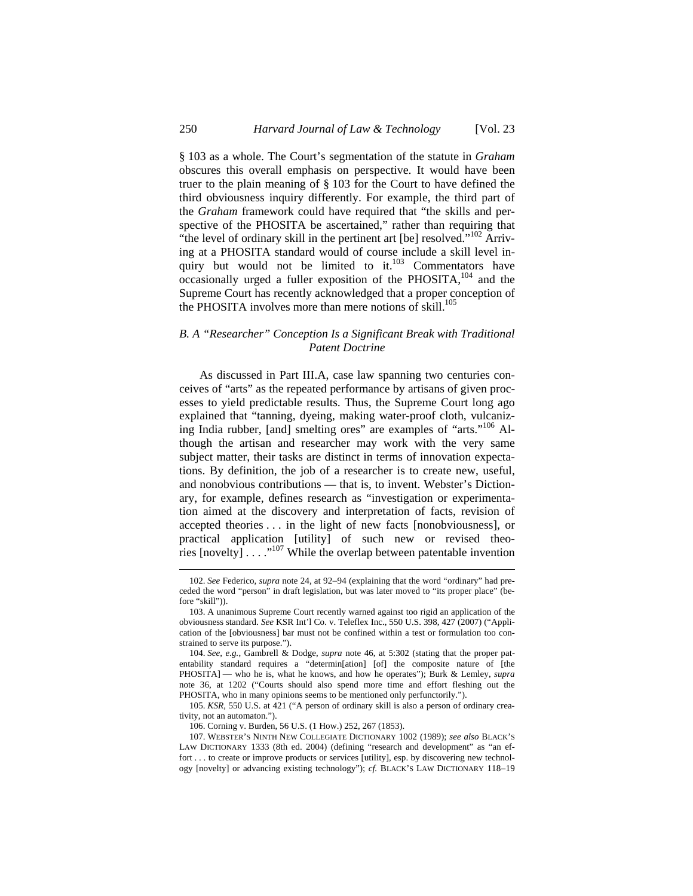§ 103 as a whole. The Court's segmentation of the statute in *Graham* obscures this overall emphasis on perspective. It would have been truer to the plain meaning of § 103 for the Court to have defined the third obviousness inquiry differently. For example, the third part of the *Graham* framework could have required that "the skills and perspective of the PHOSITA be ascertained," rather than requiring that "the level of ordinary skill in the pertinent art [be] resolved."[102] Arriving at a PHOSITA standard would of course include a skill level inquiry but would not be limited to it.[103] Commentators have occasionally urged a fuller exposition of the PHOSITA,[104] and the Supreme Court has recently acknowledged that a proper conception of the PHOSITA involves more than mere notions of skill.[105]

### *B. A "Researcher" Conception Is a Significant Break with Traditional Patent Doctrine*

As discussed in Part III.A, case law spanning two centuries conceives of "arts" as the repeated performance by artisans of given processes to yield predictable results. Thus, the Supreme Court long ago explained that "tanning, dyeing, making water-proof cloth, vulcanizing India rubber, [and] smelting ores" are examples of "arts."[106] Although the artisan and researcher may work with the very same subject matter, their tasks are distinct in terms of innovation expectations. By definition, the job of a researcher is to create new, useful, and nonobvious contributions — that is, to invent. Webster's Dictionary, for example, defines research as "investigation or experimentation aimed at the discovery and interpretation of facts, revision of accepted theories . . . in the light of new facts [nonobviousness], or practical application [utility] of such new or revised theories [novelty] . . . ."[107] While the overlap between patentable invention

---

102. *See* Federico, *supra* note 24, at 92–94 (explaining that the word "ordinary" had preceded the word "person" in draft legislation, but was later moved to "its proper place" (before "skill")).

103. A unanimous Supreme Court recently warned against too rigid an application of the obviousness standard. *See* KSR Int'l Co. v. Teleflex Inc., 550 U.S. 398, 427 (2007) ("Application of the [obviousness] bar must not be confined within a test or formulation too constrained to serve its purpose.").

104. *See, e.g.*, Gambrell & Dodge, *supra* note 46, at 5:302 (stating that the proper patentability standard requires a "determin[ation] [of] the composite nature of [the PHOSITA] — who he is, what he knows, and how he operates"); Burk & Lemley, *supra* note 36, at 1202 ("Courts should also spend more time and effort fleshing out the PHOSITA, who in many opinions seems to be mentioned only perfunctorily.").

105. *KSR*, 550 U.S. at 421 ("A person of ordinary skill is also a person of ordinary creativity, not an automaton.").

106. Corning v. Burden, 56 U.S. (1 How.) 252, 267 (1853).

107. WEBSTER'S NINTH NEW COLLEGIATE DICTIONARY 1002 (1989); *see also* BLACK'S LAW DICTIONARY 1333 (8th ed. 2004) (defining "research and development" as "an effort . . . to create or improve products or services [utility], esp. by discovering new technology [novelty] or advancing existing technology"); *cf.* BLACK'S LAW DICTIONARY 118–19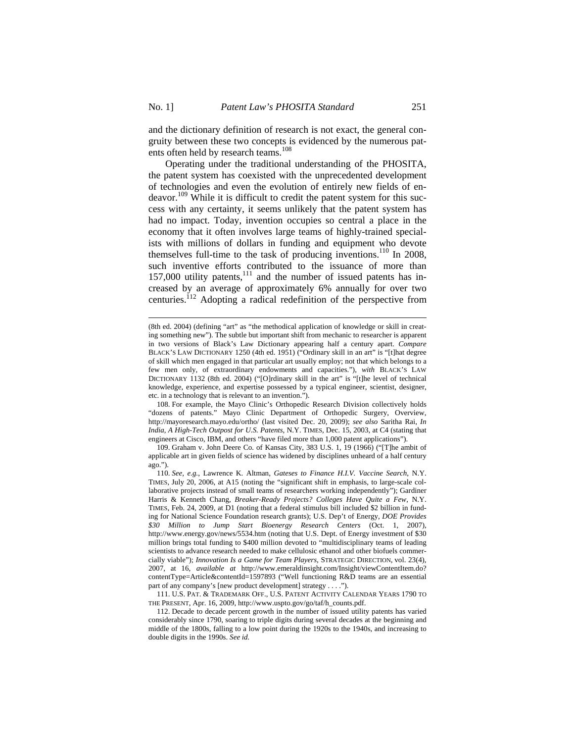and the dictionary definition of research is not exact, the general congruity between these two concepts is evidenced by the numerous patents often held by research teams.[108]

Operating under the traditional understanding of the PHOSITA, the patent system has coexisted with the unprecedented development of technologies and even the evolution of entirely new fields of endeavor.[109] While it is difficult to credit the patent system for this success with any certainty, it seems unlikely that the patent system has had no impact. Today, invention occupies so central a place in the economy that it often involves large teams of highly-trained specialists with millions of dollars in funding and equipment who devote themselves full-time to the task of producing inventions.[110] In 2008, such inventive efforts contributed to the issuance of more than 157,000 utility patents,[111] and the number of issued patents has increased by an average of approximately 6% annually for over two centuries.[112] Adopting a radical redefinition of the perspective from

---

(8th ed. 2004) (defining "art" as "the methodical application of knowledge or skill in creating something new"). The subtle but important shift from mechanic to researcher is apparent in two versions of Black's Law Dictionary appearing half a century apart. *Compare* BLACK'S LAW DICTIONARY 1250 (4th ed. 1951) ("Ordinary skill in an art" is "[t]hat degree of skill which men engaged in that particular art usually employ; not that which belongs to a few men only, of extraordinary endowments and capacities."), *with* BLACK'S LAW DICTIONARY 1132 (8th ed. 2004) ("[O]rdinary skill in the art" is "[t]he level of technical knowledge, experience, and expertise possessed by a typical engineer, scientist, designer, etc. in a technology that is relevant to an invention.").

108. For example, the Mayo Clinic's Orthopedic Research Division collectively holds "dozens of patents." Mayo Clinic Department of Orthopedic Surgery, Overview, http://mayoresearch.mayo.edu/ortho/ (last visited Dec. 20, 2009); *see also* Saritha Rai, *In India, A High-Tech Outpost for U.S. Patents*, N.Y. TIMES, Dec. 15, 2003, at C4 (stating that engineers at Cisco, IBM, and others "have filed more than 1,000 patent applications").

109. Graham v. John Deere Co. of Kansas City, 383 U.S. 1, 19 (1966) ("[T]he ambit of applicable art in given fields of science has widened by disciplines unheard of a half century ago.").

110. *See, e.g.*, Lawrence K. Altman, *Gateses to Finance H.I.V. Vaccine Search*, N.Y. TIMES, July 20, 2006, at A15 (noting the "significant shift in emphasis, to large-scale collaborative projects instead of small teams of researchers working independently"); Gardiner Harris & Kenneth Chang, *Breaker-Ready Projects? Colleges Have Quite a Few*, N.Y. TIMES, Feb. 24, 2009, at D1 (noting that a federal stimulus bill included $2 billion in funding for National Science Foundation research grants); U.S. Dep't of Energy, *DOE Provides $30 Million to Jump Start Bioenergy Research Centers* (Oct. 1, 2007), http://www.energy.gov/news/5534.htm (noting that U.S. Dept. of Energy investment of $30 million brings total funding to $400 million devoted to "multidisciplinary teams of leading scientists to advance research needed to make cellulosic ethanol and other biofuels commercially viable"); *Innovation Is a Game for Team Players*, STRATEGIC DIRECTION, vol. 23(4), 2007, at 16, *available at* http://www.emeraldinsight.com/Insight/viewContentItem.do?contentType=Article&contentId=1597893 ("Well functioning R&D teams are an essential part of any company's [new product development] strategy . . . .").

111. U.S. PAT. & TRADEMARK OFF., U.S. PATENT ACTIVITY CALENDAR YEARS 1790 TO THE PRESENT, Apr. 16, 2009, http://www.uspto.gov/go/taf/h_counts.pdf.

112. Decade to decade percent growth in the number of issued utility patents has varied considerably since 1790, soaring to triple digits during several decades at the beginning and middle of the 1800s, falling to a low point during the 1920s to the 1940s, and increasing to double digits in the 1990s. *See id.*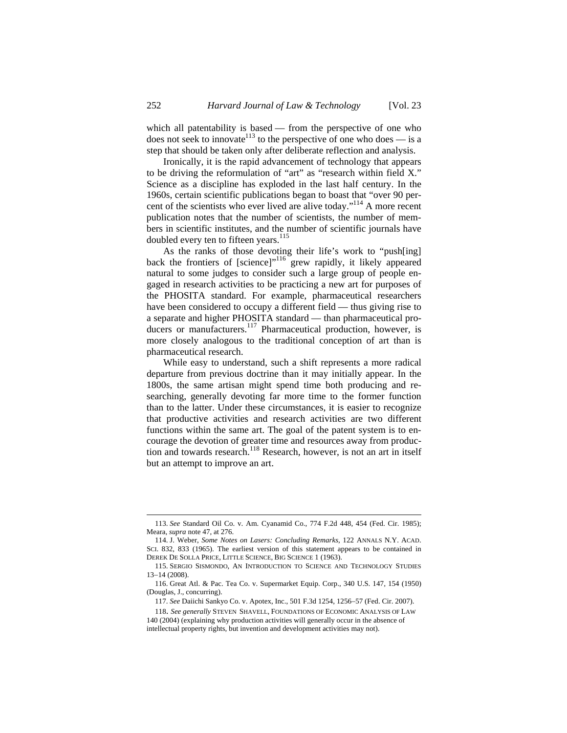which all patentability is based — from the perspective of one who does not seek to innovate[113] to the perspective of one who does — is a step that should be taken only after deliberate reflection and analysis.

Ironically, it is the rapid advancement of technology that appears to be driving the reformulation of "art" as "research within field X." Science as a discipline has exploded in the last half century. In the 1960s, certain scientific publications began to boast that "over 90 percent of the scientists who ever lived are alive today."[114] A more recent publication notes that the number of scientists, the number of members in scientific institutes, and the number of scientific journals have doubled every ten to fifteen years.[115]

As the ranks of those devoting their life's work to "push[ing] back the frontiers of [science]"[116] grew rapidly, it likely appeared natural to some judges to consider such a large group of people engaged in research activities to be practicing a new art for purposes of the PHOSITA standard. For example, pharmaceutical researchers have been considered to occupy a different field — thus giving rise to a separate and higher PHOSITA standard — than pharmaceutical producers or manufacturers.[117] Pharmaceutical production, however, is more closely analogous to the traditional conception of art than is pharmaceutical research.

While easy to understand, such a shift represents a more radical departure from previous doctrine than it may initially appear. In the 1800s, the same artisan might spend time both producing and researching, generally devoting far more time to the former function than to the latter. Under these circumstances, it is easier to recognize that productive activities and research activities are two different functions within the same art. The goal of the patent system is to encourage the devotion of greater time and resources away from production and towards research.[118] Research, however, is not an art in itself but an attempt to improve an art.

---

113. *See* Standard Oil Co. v. Am. Cyanamid Co., 774 F.2d 448, 454 (Fed. Cir. 1985); Meara, *supra* note 47, at 276.

114. J. Weber, *Some Notes on Lasers: Concluding Remarks*, 122 ANNALS N.Y. ACAD. SCI. 832, 833 (1965). The earliest version of this statement appears to be contained in DEREK DE SOLLA PRICE, LITTLE SCIENCE, BIG SCIENCE 1 (1963).

115. SERGIO SISMONDO, AN INTRODUCTION TO SCIENCE AND TECHNOLOGY STUDIES 13–14 (2008).

116. Great Atl. & Pac. Tea Co. v. Supermarket Equip. Corp., 340 U.S. 147, 154 (1950) (Douglas, J., concurring).

117. *See* Daiichi Sankyo Co. v. Apotex, Inc., 501 F.3d 1254, 1256–57 (Fed. Cir. 2007).

118. *See generally* STEVEN SHAVELL, FOUNDATIONS OF ECONOMIC ANALYSIS OF LAW 140 (2004) (explaining why production activities will generally occur in the absence of intellectual property rights, but invention and development activities may not).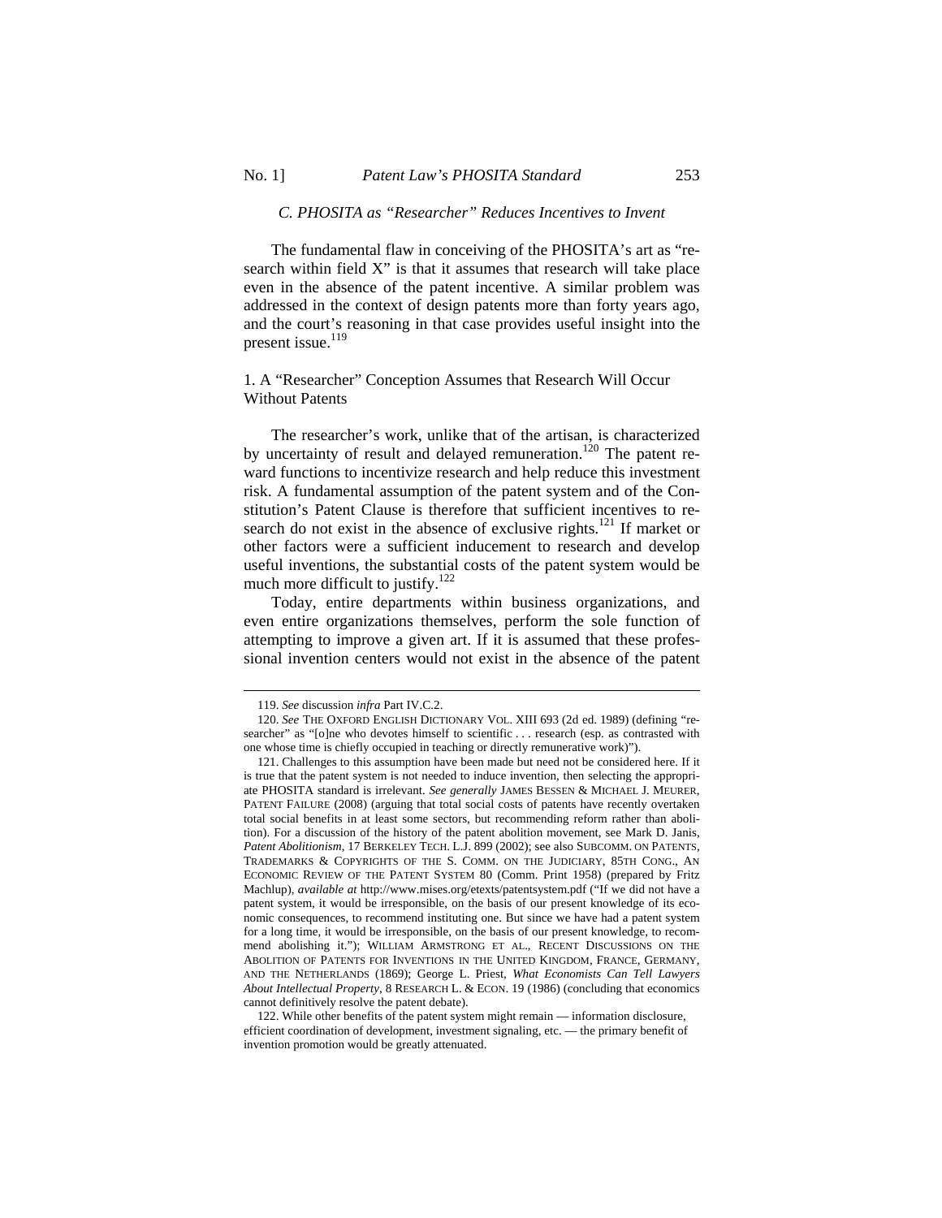### *C. PHOSITA as "Researcher" Reduces Incentives to Invent*

The fundamental flaw in conceiving of the PHOSITA's art as "research within field X" is that it assumes that research will take place even in the absence of the patent incentive. A similar problem was addressed in the context of design patents more than forty years ago, and the court's reasoning in that case provides useful insight into the present issue.[119]

#### 1. A "Researcher" Conception Assumes that Research Will Occur Without Patents

The researcher's work, unlike that of the artisan, is characterized by uncertainty of result and delayed remuneration.[120] The patent reward functions to incentivize research and help reduce this investment risk. A fundamental assumption of the patent system and of the Constitution's Patent Clause is therefore that sufficient incentives to research do not exist in the absence of exclusive rights.[121] If market or other factors were a sufficient inducement to research and develop useful inventions, the substantial costs of the patent system would be much more difficult to justify.[122]

Today, entire departments within business organizations, and even entire organizations themselves, perform the sole function of attempting to improve a given art. If it is assumed that these professional invention centers would not exist in the absence of the patent

---

119. *See* discussion *infra* Part IV.C.2.

120. *See* THE OXFORD ENGLISH DICTIONARY VOL. XIII 693 (2d ed. 1989) (defining "researcher" as "[o]ne who devotes himself to scientific . . . research (esp. as contrasted with one whose time is chiefly occupied in teaching or directly remunerative work)").

121. Challenges to this assumption have been made but need not be considered here. If it is true that the patent system is not needed to induce invention, then selecting the appropriate PHOSITA standard is irrelevant. *See generally* JAMES BESSEN & MICHAEL J. MEURER, PATENT FAILURE (2008) (arguing that total social costs of patents have recently overtaken total social benefits in at least some sectors, but recommending reform rather than abolition). For a discussion of the history of the patent abolition movement, see Mark D. Janis, *Patent Abolitionism*, 17 BERKELEY TECH. L.J. 899 (2002); see also SUBCOMM. ON PATENTS, TRADEMARKS & COPYRIGHTS OF THE S. COMM. ON THE JUDICIARY, 85TH CONG., AN ECONOMIC REVIEW OF THE PATENT SYSTEM 80 (Comm. Print 1958) (prepared by Fritz Machlup), *available at* http://www.mises.org/etexts/patentsystem.pdf ("If we did not have a patent system, it would be irresponsible, on the basis of our present knowledge of its economic consequences, to recommend instituting one. But since we have had a patent system for a long time, it would be irresponsible, on the basis of our present knowledge, to recommend abolishing it."); WILLIAM ARMSTRONG ET AL., RECENT DISCUSSIONS ON THE ABOLITION OF PATENTS FOR INVENTIONS IN THE UNITED KINGDOM, FRANCE, GERMANY, AND THE NETHERLANDS (1869); George L. Priest, *What Economists Can Tell Lawyers About Intellectual Property*, 8 RESEARCH L. & ECON. 19 (1986) (concluding that economics cannot definitively resolve the patent debate).

122. While other benefits of the patent system might remain — information disclosure, efficient coordination of development, investment signaling, etc. — the primary benefit of invention promotion would be greatly attenuated.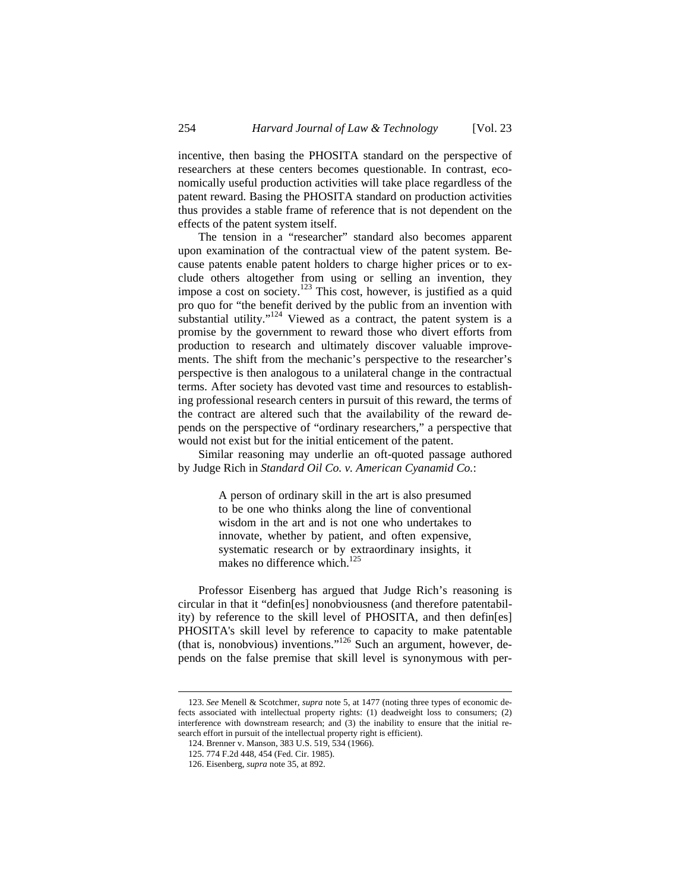incentive, then basing the PHOSITA standard on the perspective of researchers at these centers becomes questionable. In contrast, economically useful production activities will take place regardless of the patent reward. Basing the PHOSITA standard on production activities thus provides a stable frame of reference that is not dependent on the effects of the patent system itself.

The tension in a "researcher" standard also becomes apparent upon examination of the contractual view of the patent system. Because patents enable patent holders to charge higher prices or to exclude others altogether from using or selling an invention, they impose a cost on society.[123] This cost, however, is justified as a quid pro quo for "the benefit derived by the public from an invention with substantial utility."[124] Viewed as a contract, the patent system is a promise by the government to reward those who divert efforts from production to research and ultimately discover valuable improvements. The shift from the mechanic's perspective to the researcher's perspective is then analogous to a unilateral change in the contractual terms. After society has devoted vast time and resources to establishing professional research centers in pursuit of this reward, the terms of the contract are altered such that the availability of the reward depends on the perspective of "ordinary researchers," a perspective that would not exist but for the initial enticement of the patent.

Similar reasoning may underlie an oft-quoted passage authored by Judge Rich in *Standard Oil Co. v. American Cyanamid Co.*:

> A person of ordinary skill in the art is also presumed to be one who thinks along the line of conventional wisdom in the art and is not one who undertakes to innovate, whether by patient, and often expensive, systematic research or by extraordinary insights, it makes no difference which.[125]

Professor Eisenberg has argued that Judge Rich's reasoning is circular in that it "defin[es] nonobviousness (and therefore patentability) by reference to the skill level of PHOSITA, and then defin[es] PHOSITA's skill level by reference to capacity to make patentable (that is, nonobvious) inventions."[126] Such an argument, however, depends on the false premise that skill level is synonymous with per-

---

123. *See* Menell & Scotchmer, *supra* note 5, at 1477 (noting three types of economic defects associated with intellectual property rights: (1) deadweight loss to consumers; (2) interference with downstream research; and (3) the inability to ensure that the initial research effort in pursuit of the intellectual property right is efficient).

124. Brenner v. Manson, 383 U.S. 519, 534 (1966).

125. 774 F.2d 448, 454 (Fed. Cir. 1985).

126. Eisenberg, *supra* note 35, at 892.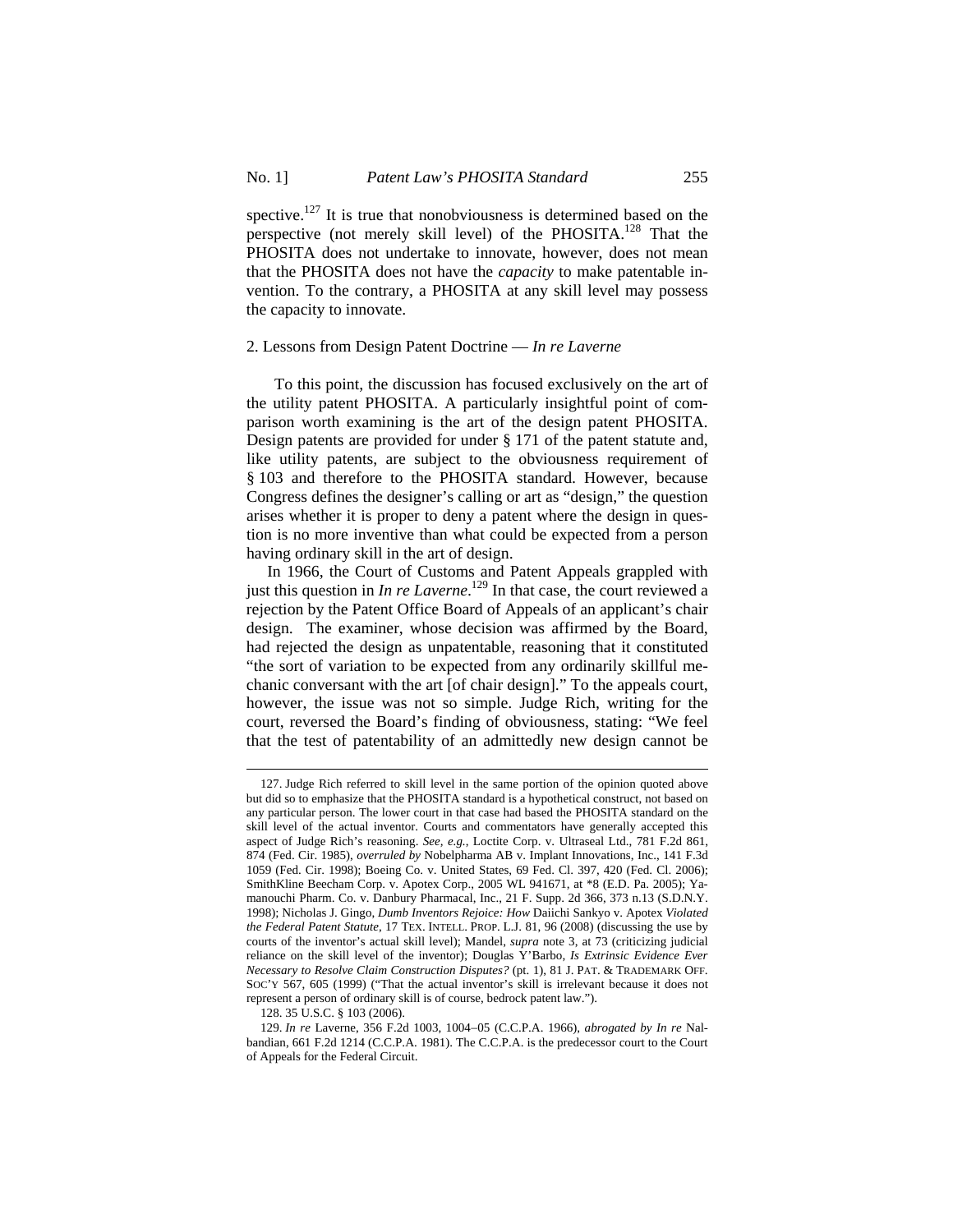spective.[127] It is true that nonobviousness is determined based on the perspective (not merely skill level) of the PHOSITA.[128] That the PHOSITA does not undertake to innovate, however, does not mean that the PHOSITA does not have the *capacity* to make patentable invention. To the contrary, a PHOSITA at any skill level may possess the capacity to innovate.

### 2. Lessons from Design Patent Doctrine — *In re Laverne*

To this point, the discussion has focused exclusively on the art of the utility patent PHOSITA. A particularly insightful point of comparison worth examining is the art of the design patent PHOSITA. Design patents are provided for under § 171 of the patent statute and, like utility patents, are subject to the obviousness requirement of § 103 and therefore to the PHOSITA standard. However, because Congress defines the designer's calling or art as "design," the question arises whether it is proper to deny a patent where the design in question is no more inventive than what could be expected from a person having ordinary skill in the art of design.

In 1966, the Court of Customs and Patent Appeals grappled with just this question in *In re Laverne*.[129] In that case, the court reviewed a rejection by the Patent Office Board of Appeals of an applicant's chair design. The examiner, whose decision was affirmed by the Board, had rejected the design as unpatentable, reasoning that it constituted "the sort of variation to be expected from any ordinarily skillful mechanic conversant with the art [of chair design]." To the appeals court, however, the issue was not so simple. Judge Rich, writing for the court, reversed the Board's finding of obviousness, stating: "We feel that the test of patentability of an admittedly new design cannot be

---

127. Judge Rich referred to skill level in the same portion of the opinion quoted above but did so to emphasize that the PHOSITA standard is a hypothetical construct, not based on any particular person. The lower court in that case had based the PHOSITA standard on the skill level of the actual inventor. Courts and commentators have generally accepted this aspect of Judge Rich's reasoning. *See, e.g.*, Loctite Corp. v. Ultraseal Ltd., 781 F.2d 861, 874 (Fed. Cir. 1985), *overruled by* Nobelpharma AB v. Implant Innovations, Inc., 141 F.3d 1059 (Fed. Cir. 1998); Boeing Co. v. United States, 69 Fed. Cl. 397, 420 (Fed. Cl. 2006); SmithKline Beecham Corp. v. Apotex Corp., 2005 WL 941671, at *8 (E.D. Pa. 2005); Yamanouchi Pharm. Co. v. Danbury Pharmacal, Inc., 21 F. Supp. 2d 366, 373 n.13 (S.D.N.Y. 1998); Nicholas J. Gingo, *Dumb Inventors Rejoice: How* Daiichi Sankyo v. Apotex *Violated the Federal Patent Statute*, 17 TEX. INTELL. PROP. L.J. 81, 96 (2008) (discussing the use by courts of the inventor's actual skill level); Mandel, *supra* note 3, at 73 (criticizing judicial reliance on the skill level of the inventor); Douglas Y'Barbo, *Is Extrinsic Evidence Ever Necessary to Resolve Claim Construction Disputes?* (pt. 1), 81 J. PAT. & TRADEMARK OFF. SOC'Y 567, 605 (1999) ("That the actual inventor's skill is irrelevant because it does not represent a person of ordinary skill is of course, bedrock patent law.").

128. 35 U.S.C. § 103 (2006).

129. *In re* Laverne, 356 F.2d 1003, 1004–05 (C.C.P.A. 1966), *abrogated by In re* Nalbandian, 661 F.2d 1214 (C.C.P.A. 1981). The C.C.P.A. is the predecessor court to the Court of Appeals for the Federal Circuit.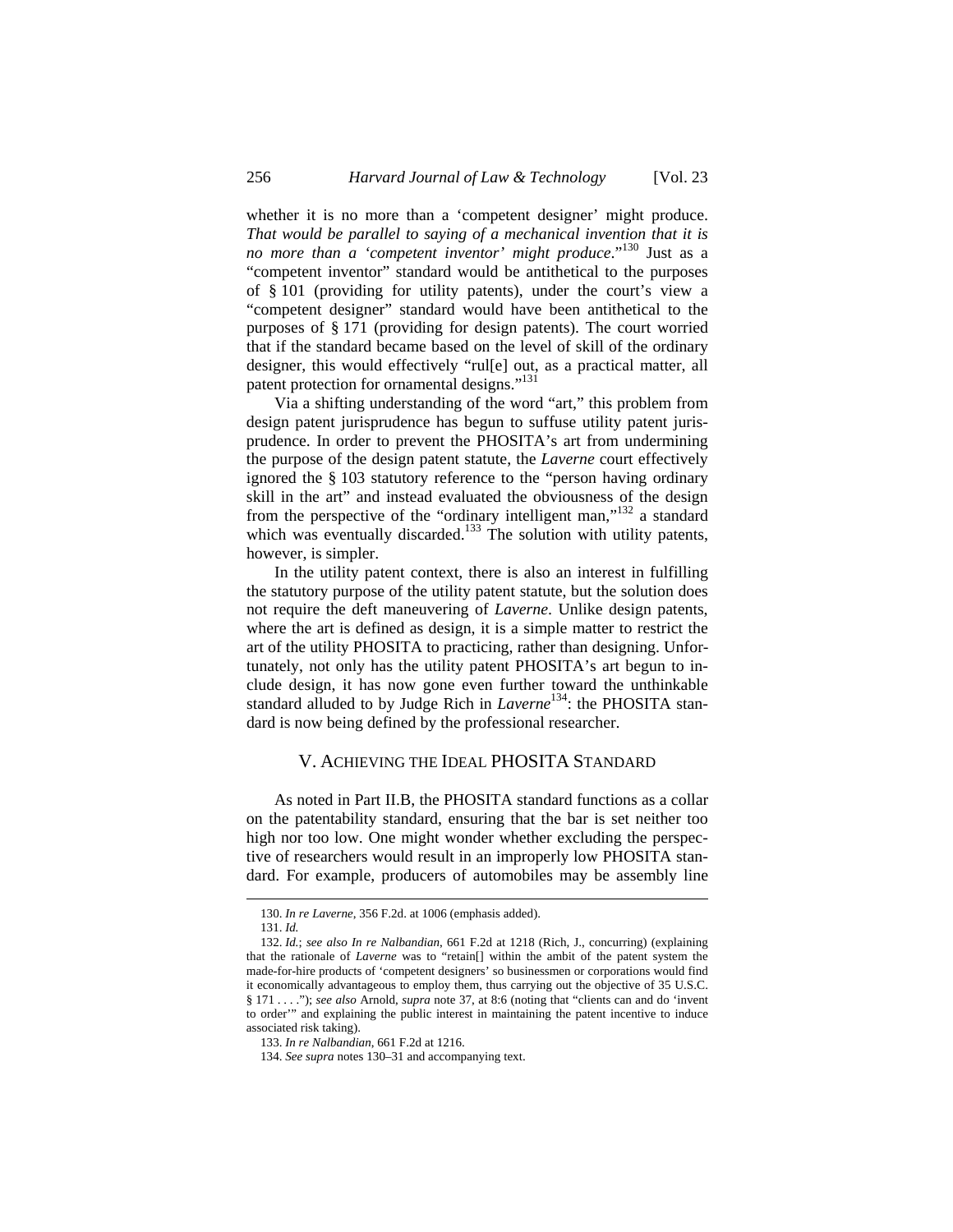whether it is no more than a 'competent designer' might produce. *That would be parallel to saying of a mechanical invention that it is no more than a 'competent inventor' might produce*."[130] Just as a "competent inventor" standard would be antithetical to the purposes of § 101 (providing for utility patents), under the court's view a "competent designer" standard would have been antithetical to the purposes of § 171 (providing for design patents). The court worried that if the standard became based on the level of skill of the ordinary designer, this would effectively "rul[e] out, as a practical matter, all patent protection for ornamental designs."[131]

Via a shifting understanding of the word "art," this problem from design patent jurisprudence has begun to suffuse utility patent jurisprudence. In order to prevent the PHOSITA's art from undermining the purpose of the design patent statute, the *Laverne* court effectively ignored the § 103 statutory reference to the "person having ordinary skill in the art" and instead evaluated the obviousness of the design from the perspective of the "ordinary intelligent man,"[132] a standard which was eventually discarded.[133] The solution with utility patents, however, is simpler.

In the utility patent context, there is also an interest in fulfilling the statutory purpose of the utility patent statute, but the solution does not require the deft maneuvering of *Laverne*. Unlike design patents, where the art is defined as design, it is a simple matter to restrict the art of the utility PHOSITA to practicing, rather than designing. Unfortunately, not only has the utility patent PHOSITA's art begun to include design, it has now gone even further toward the unthinkable standard alluded to by Judge Rich in *Laverne*[134]: the PHOSITA standard is now being defined by the professional researcher.

## V. Achieving the Ideal PHOSITA Standard

As noted in Part II.B, the PHOSITA standard functions as a collar on the patentability standard, ensuring that the bar is set neither too high nor too low. One might wonder whether excluding the perspective of researchers would result in an improperly low PHOSITA standard. For example, producers of automobiles may be assembly line

---

130. *In re Laverne*, 356 F.2d. at 1006 (emphasis added).

131. *Id.*

132. *Id.*; *see also In re Nalbandian*, 661 F.2d at 1218 (Rich, J., concurring) (explaining that the rationale of *Laverne* was to "retain[] within the ambit of the patent system the made-for-hire products of 'competent designers' so businessmen or corporations would find it economically advantageous to employ them, thus carrying out the objective of 35 U.S.C. § 171 . . . ."); *see also* Arnold, *supra* note 37, at 8:6 (noting that "clients can and do 'invent to order'" and explaining the public interest in maintaining the patent incentive to induce associated risk taking).

133. *In re Nalbandian*, 661 F.2d at 1216.

134. *See supra* notes 130–31 and accompanying text.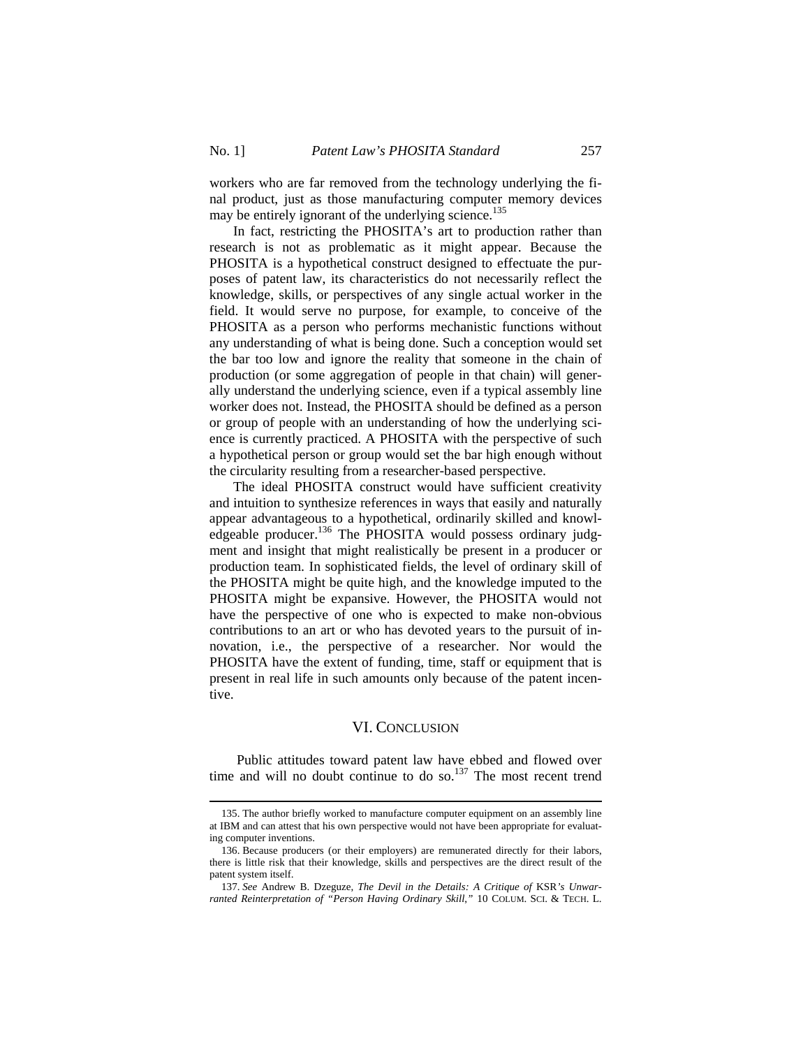workers who are far removed from the technology underlying the final product, just as those manufacturing computer memory devices may be entirely ignorant of the underlying science.[135]

In fact, restricting the PHOSITA's art to production rather than research is not as problematic as it might appear. Because the PHOSITA is a hypothetical construct designed to effectuate the purposes of patent law, its characteristics do not necessarily reflect the knowledge, skills, or perspectives of any single actual worker in the field. It would serve no purpose, for example, to conceive of the PHOSITA as a person who performs mechanistic functions without any understanding of what is being done. Such a conception would set the bar too low and ignore the reality that someone in the chain of production (or some aggregation of people in that chain) will generally understand the underlying science, even if a typical assembly line worker does not. Instead, the PHOSITA should be defined as a person or group of people with an understanding of how the underlying science is currently practiced. A PHOSITA with the perspective of such a hypothetical person or group would set the bar high enough without the circularity resulting from a researcher-based perspective.

The ideal PHOSITA construct would have sufficient creativity and intuition to synthesize references in ways that easily and naturally appear advantageous to a hypothetical, ordinarily skilled and knowledgeable producer.[136] The PHOSITA would possess ordinary judgment and insight that might realistically be present in a producer or production team. In sophisticated fields, the level of ordinary skill of the PHOSITA might be quite high, and the knowledge imputed to the PHOSITA might be expansive. However, the PHOSITA would not have the perspective of one who is expected to make non-obvious contributions to an art or who has devoted years to the pursuit of innovation, i.e., the perspective of a researcher. Nor would the PHOSITA have the extent of funding, time, staff or equipment that is present in real life in such amounts only because of the patent incentive.

## VI. Conclusion

Public attitudes toward patent law have ebbed and flowed over time and will no doubt continue to do so.[137] The most recent trend

---

135. The author briefly worked to manufacture computer equipment on an assembly line at IBM and can attest that his own perspective would not have been appropriate for evaluating computer inventions.

136. Because producers (or their employers) are remunerated directly for their labors, there is little risk that their knowledge, skills and perspectives are the direct result of the patent system itself.

137. *See* Andrew B. Dzeguze, *The Devil in the Details: A Critique of* KSR*'s Unwarranted Reinterpretation of "Person Having Ordinary Skill,"* 10 Colum. Sci. & Tech. L.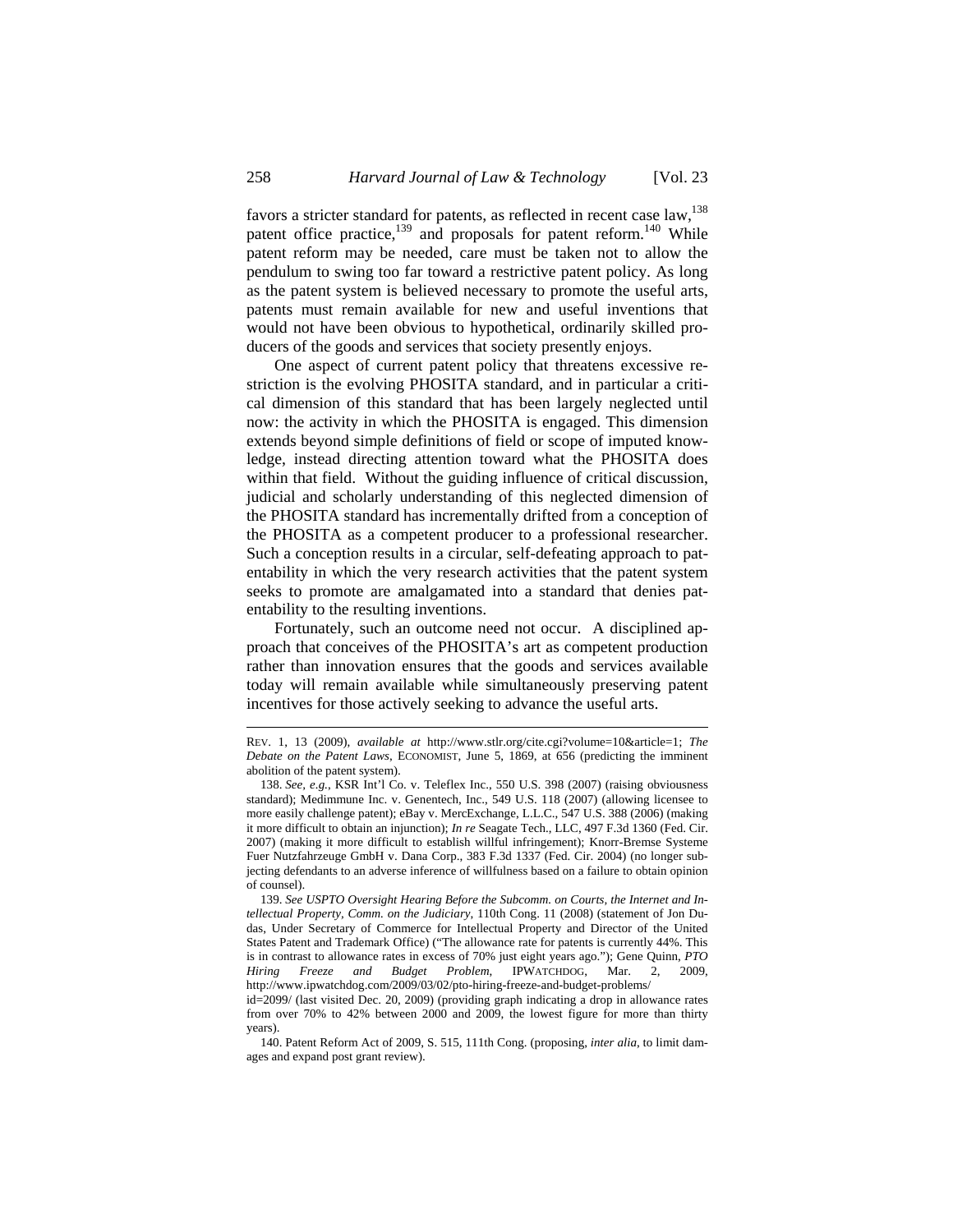favors a stricter standard for patents, as reflected in recent case law,[138] patent office practice,[139] and proposals for patent reform.[140] While patent reform may be needed, care must be taken not to allow the pendulum to swing too far toward a restrictive patent policy. As long as the patent system is believed necessary to promote the useful arts, patents must remain available for new and useful inventions that would not have been obvious to hypothetical, ordinarily skilled producers of the goods and services that society presently enjoys.

One aspect of current patent policy that threatens excessive restriction is the evolving PHOSITA standard, and in particular a critical dimension of this standard that has been largely neglected until now: the activity in which the PHOSITA is engaged. This dimension extends beyond simple definitions of field or scope of imputed knowledge, instead directing attention toward what the PHOSITA does within that field. Without the guiding influence of critical discussion, judicial and scholarly understanding of this neglected dimension of the PHOSITA standard has incrementally drifted from a conception of the PHOSITA as a competent producer to a professional researcher. Such a conception results in a circular, self-defeating approach to patentability in which the very research activities that the patent system seeks to promote are amalgamated into a standard that denies patentability to the resulting inventions.

Fortunately, such an outcome need not occur. A disciplined approach that conceives of the PHOSITA's art as competent production rather than innovation ensures that the goods and services available today will remain available while simultaneously preserving patent incentives for those actively seeking to advance the useful arts.

---

REV. 1, 13 (2009), *available at* http://www.stlr.org/cite.cgi?volume=10&article=1; *The Debate on the Patent Laws*, ECONOMIST, June 5, 1869, at 656 (predicting the imminent abolition of the patent system).

138. *See, e.g.*, KSR Int'l Co. v. Teleflex Inc., 550 U.S. 398 (2007) (raising obviousness standard); Medimmune Inc. v. Genentech, Inc., 549 U.S. 118 (2007) (allowing licensee to more easily challenge patent); eBay v. MercExchange, L.L.C., 547 U.S. 388 (2006) (making it more difficult to obtain an injunction); *In re* Seagate Tech., LLC, 497 F.3d 1360 (Fed. Cir. 2007) (making it more difficult to establish willful infringement); Knorr-Bremse Systeme Fuer Nutzfahrzeuge GmbH v. Dana Corp., 383 F.3d 1337 (Fed. Cir. 2004) (no longer subjecting defendants to an adverse inference of willfulness based on a failure to obtain opinion of counsel).

139. *See USPTO Oversight Hearing Before the Subcomm. on Courts, the Internet and Intellectual Property, Comm. on the Judiciary*, 110th Cong. 11 (2008) (statement of Jon Dudas, Under Secretary of Commerce for Intellectual Property and Director of the United States Patent and Trademark Office) ("The allowance rate for patents is currently 44%. This is in contrast to allowance rates in excess of 70% just eight years ago."); Gene Quinn, *PTO Hiring Freeze and Budget Problem*, IPWATCHDOG, Mar. 2, 2009, http://www.ipwatchdog.com/2009/03/02/pto-hiring-freeze-and-budget-problems/id=2099/ (last visited Dec. 20, 2009) (providing graph indicating a drop in allowance rates from over 70% to 42% between 2000 and 2009, the lowest figure for more than thirty years).

140. Patent Reform Act of 2009, S. 515, 111th Cong. (proposing, *inter alia*, to limit damages and expand post grant review).